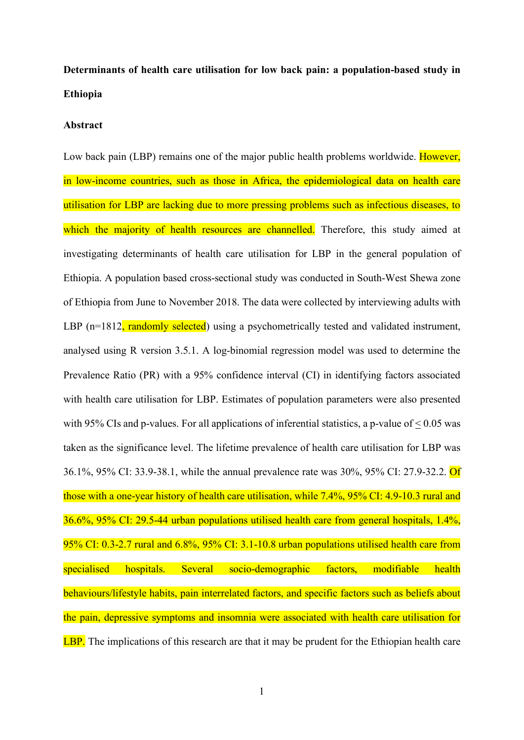**Determinants of health care utilisation for low back pain: a population-based study in Ethiopia**

**Abstract**

Low back pain (LBP) remains one of the major public health problems worldwide. However, in low-income countries, such as those in Africa, the epidemiological data on health care utilisation for LBP are lacking due to more pressing problems such as infectious diseases, to which the majority of health resources are channelled. Therefore, this study aimed at investigating determinants of health care utilisation for LBP in the general population of Ethiopia. A population based cross-sectional study was conducted in South-West Shewa zone of Ethiopia from June to November 2018. The data were collected by interviewing adults with LBP (n=1812, randomly selected) using a psychometrically tested and validated instrument, analysed using R version 3.5.1. A log-binomial regression model was used to determine the Prevalence Ratio (PR) with a 95% confidence interval (CI) in identifying factors associated with health care utilisation for LBP. Estimates of population parameters were also presented with 95% CIs and p-values. For all applications of inferential statistics, a p-value of $\leq 0.05$ was taken as the significance level. The lifetime prevalence of health care utilisation for LBP was 36.1%, 95% CI: 33.9-38.1, while the annual prevalence rate was 30%, 95% CI: 27.9-32.2. Of those with a one-year history of health care utilisation, while 7.4%, 95% CI: 4.9-10.3 rural and 36.6%, 95% CI: 29.5-44 urban populations utilised health care from general hospitals, 1.4%, 95% CI: 0.3-2.7 rural and 6.8%, 95% CI: 3.1-10.8 urban populations utilised health care from specialised hospitals. Several socio-demographic factors, modifiable health behaviours/lifestyle habits, pain interrelated factors, and specific factors such as beliefs about the pain, depressive symptoms and insomnia were associated with health care utilisation for LBP. The implications of this research are that it may be prudent for the Ethiopian health care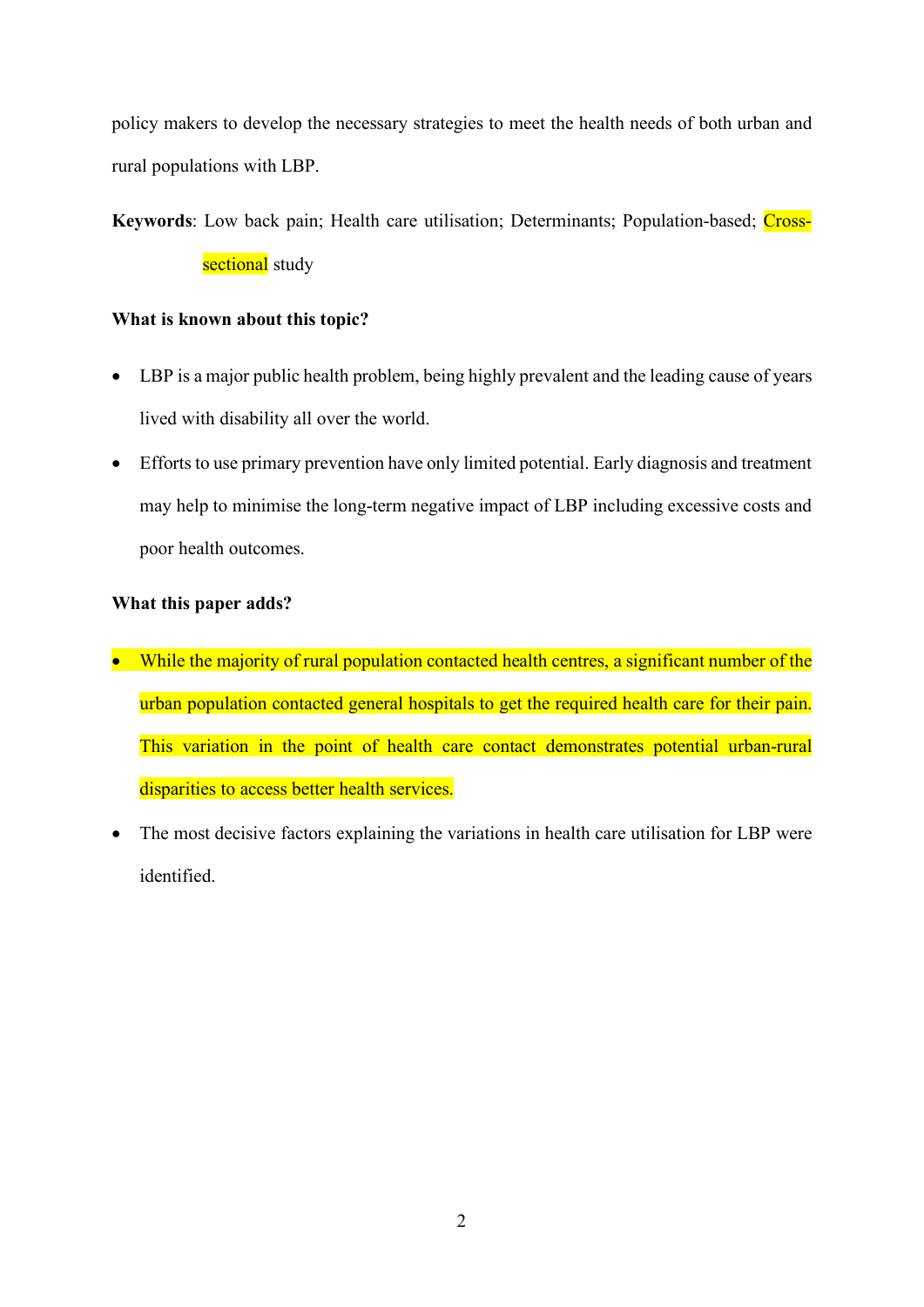policy makers to develop the necessary strategies to meet the health needs of both urban and rural populations with LBP.

**Keywords**: Low back pain; Health care utilisation; Determinants; Population-based; Cross-sectional study

**What is known about this topic?**

- LBP is a major public health problem, being highly prevalent and the leading cause of years lived with disability all over the world.
- Efforts to use primary prevention have only limited potential. Early diagnosis and treatment may help to minimise the long-term negative impact of LBP including excessive costs and poor health outcomes.

**What this paper adds?**

- While the majority of rural population contacted health centres, a significant number of the urban population contacted general hospitals to get the required health care for their pain. This variation in the point of health care contact demonstrates potential urban-rural disparities to access better health services.
- The most decisive factors explaining the variations in health care utilisation for LBP were identified.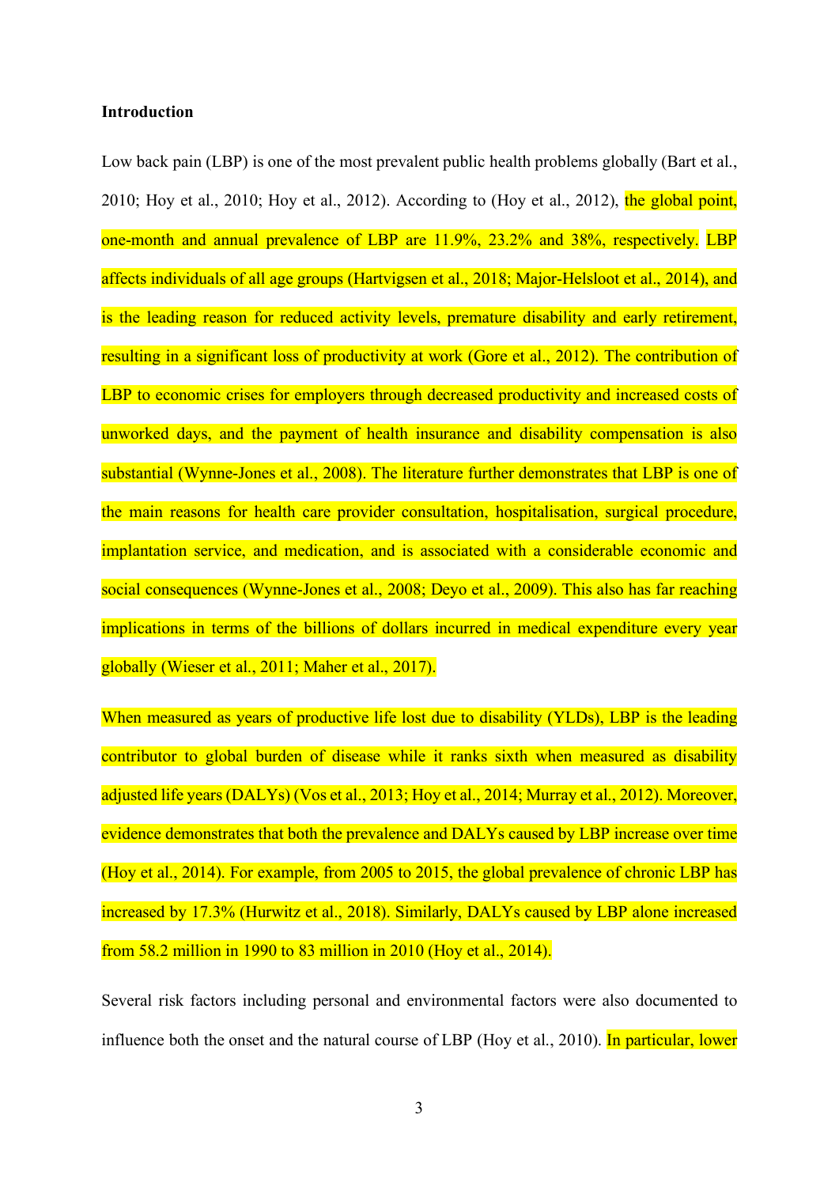**Introduction**

Low back pain (LBP) is one of the most prevalent public health problems globally (Bart et al., 2010; Hoy et al., 2010; Hoy et al., 2012). According to (Hoy et al., 2012), the global point, one-month and annual prevalence of LBP are 11.9%, 23.2% and 38%, respectively. LBP affects individuals of all age groups (Hartvigsen et al., 2018; Major-Helsloot et al., 2014), and is the leading reason for reduced activity levels, premature disability and early retirement, resulting in a significant loss of productivity at work (Gore et al., 2012). The contribution of LBP to economic crises for employers through decreased productivity and increased costs of unworked days, and the payment of health insurance and disability compensation is also substantial (Wynne-Jones et al., 2008). The literature further demonstrates that LBP is one of the main reasons for health care provider consultation, hospitalisation, surgical procedure, implantation service, and medication, and is associated with a considerable economic and social consequences (Wynne-Jones et al., 2008; Deyo et al., 2009). This also has far reaching implications in terms of the billions of dollars incurred in medical expenditure every year globally (Wieser et al., 2011; Maher et al., 2017).

When measured as years of productive life lost due to disability (YLDs), LBP is the leading contributor to global burden of disease while it ranks sixth when measured as disability adjusted life years (DALYs) (Vos et al., 2013; Hoy et al., 2014; Murray et al., 2012). Moreover, evidence demonstrates that both the prevalence and DALYs caused by LBP increase over time (Hoy et al., 2014). For example, from 2005 to 2015, the global prevalence of chronic LBP has increased by 17.3% (Hurwitz et al., 2018). Similarly, DALYs caused by LBP alone increased from 58.2 million in 1990 to 83 million in 2010 (Hoy et al., 2014).

Several risk factors including personal and environmental factors were also documented to influence both the onset and the natural course of LBP (Hoy et al., 2010). In particular, lower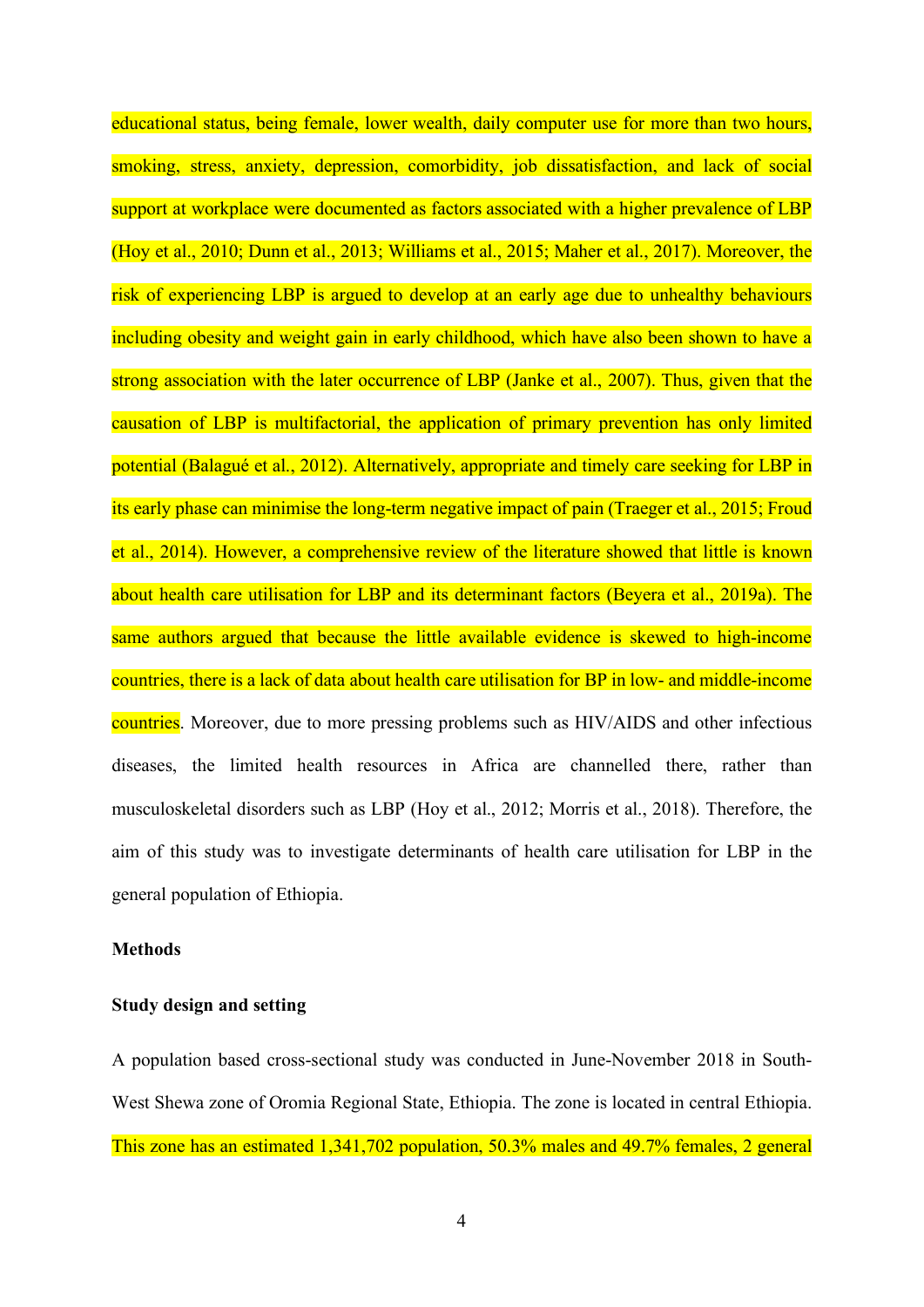educational status, being female, lower wealth, daily computer use for more than two hours, smoking, stress, anxiety, depression, comorbidity, job dissatisfaction, and lack of social support at workplace were documented as factors associated with a higher prevalence of LBP (Hoy et al., 2010; Dunn et al., 2013; Williams et al., 2015; Maher et al., 2017). Moreover, the risk of experiencing LBP is argued to develop at an early age due to unhealthy behaviours including obesity and weight gain in early childhood, which have also been shown to have a strong association with the later occurrence of LBP (Janke et al., 2007). Thus, given that the causation of LBP is multifactorial, the application of primary prevention has only limited potential (Balagué et al., 2012). Alternatively, appropriate and timely care seeking for LBP in its early phase can minimise the long-term negative impact of pain (Traeger et al., 2015; Froud et al., 2014). However, a comprehensive review of the literature showed that little is known about health care utilisation for LBP and its determinant factors (Beyera et al., 2019a). The same authors argued that because the little available evidence is skewed to high-income countries, there is a lack of data about health care utilisation for BP in low- and middle-income countries. Moreover, due to more pressing problems such as HIV/AIDS and other infectious diseases, the limited health resources in Africa are channelled there, rather than musculoskeletal disorders such as LBP (Hoy et al., 2012; Morris et al., 2018). Therefore, the aim of this study was to investigate determinants of health care utilisation for LBP in the general population of Ethiopia.

## Methods

### Study design and setting

A population based cross-sectional study was conducted in June-November 2018 in South-West Shewa zone of Oromia Regional State, Ethiopia. The zone is located in central Ethiopia. This zone has an estimated 1,341,702 population, 50.3% males and 49.7% females, 2 general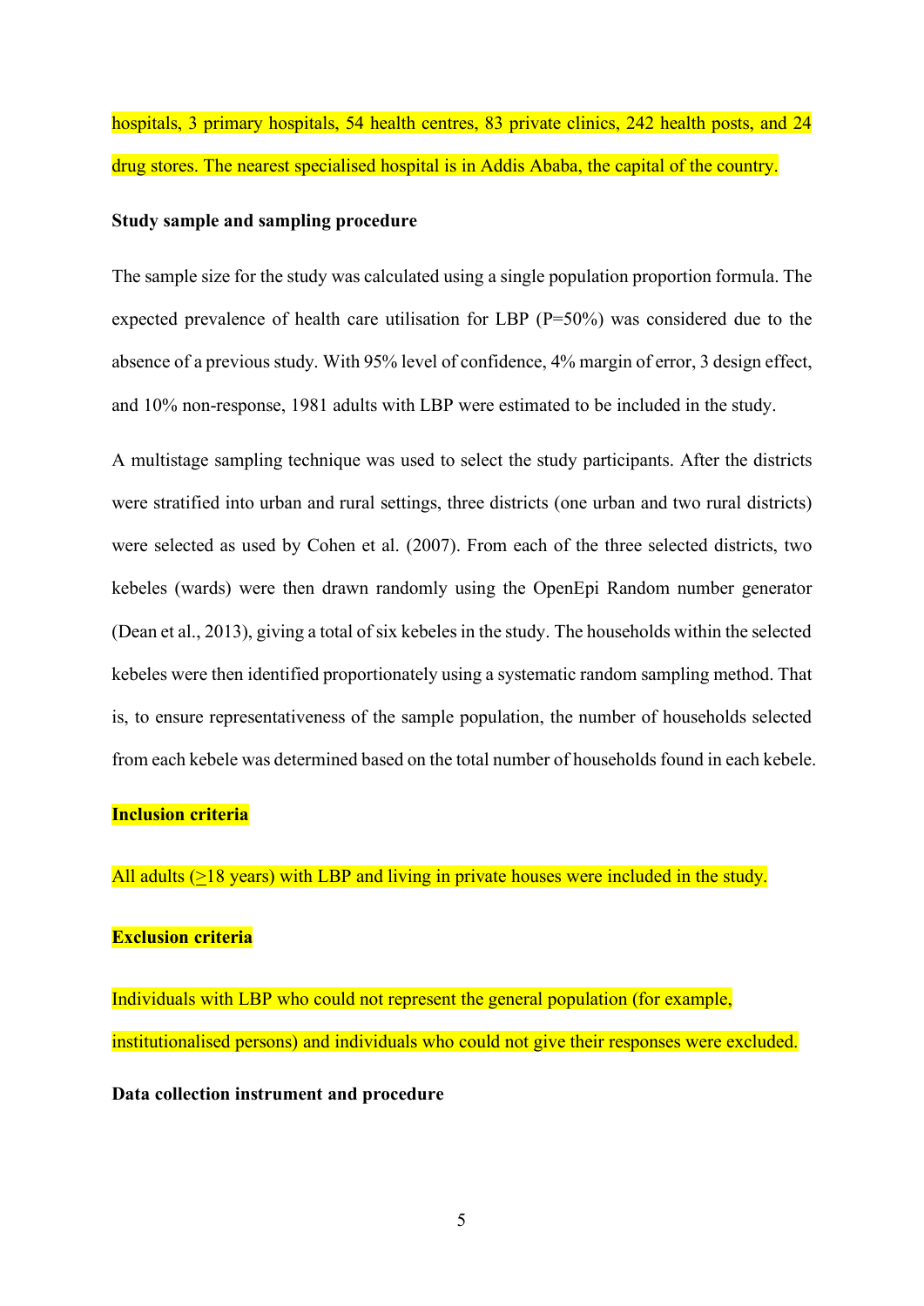hospitals, 3 primary hospitals, 54 health centres, 83 private clinics, 242 health posts, and 24 drug stores. The nearest specialised hospital is in Addis Ababa, the capital of the country.

**Study sample and sampling procedure**

The sample size for the study was calculated using a single population proportion formula. The expected prevalence of health care utilisation for LBP (P=50%) was considered due to the absence of a previous study. With 95% level of confidence, 4% margin of error, 3 design effect, and 10% non-response, 1981 adults with LBP were estimated to be included in the study.

A multistage sampling technique was used to select the study participants. After the districts were stratified into urban and rural settings, three districts (one urban and two rural districts) were selected as used by Cohen et al. (2007). From each of the three selected districts, two kebeles (wards) were then drawn randomly using the OpenEpi Random number generator (Dean et al., 2013), giving a total of six kebeles in the study. The households within the selected kebeles were then identified proportionately using a systematic random sampling method. That is, to ensure representativeness of the sample population, the number of households selected from each kebele was determined based on the total number of households found in each kebele.

**Inclusion criteria**

All adults (≥18 years) with LBP and living in private houses were included in the study.

**Exclusion criteria**

Individuals with LBP who could not represent the general population (for example, institutionalised persons) and individuals who could not give their responses were excluded.

**Data collection instrument and procedure**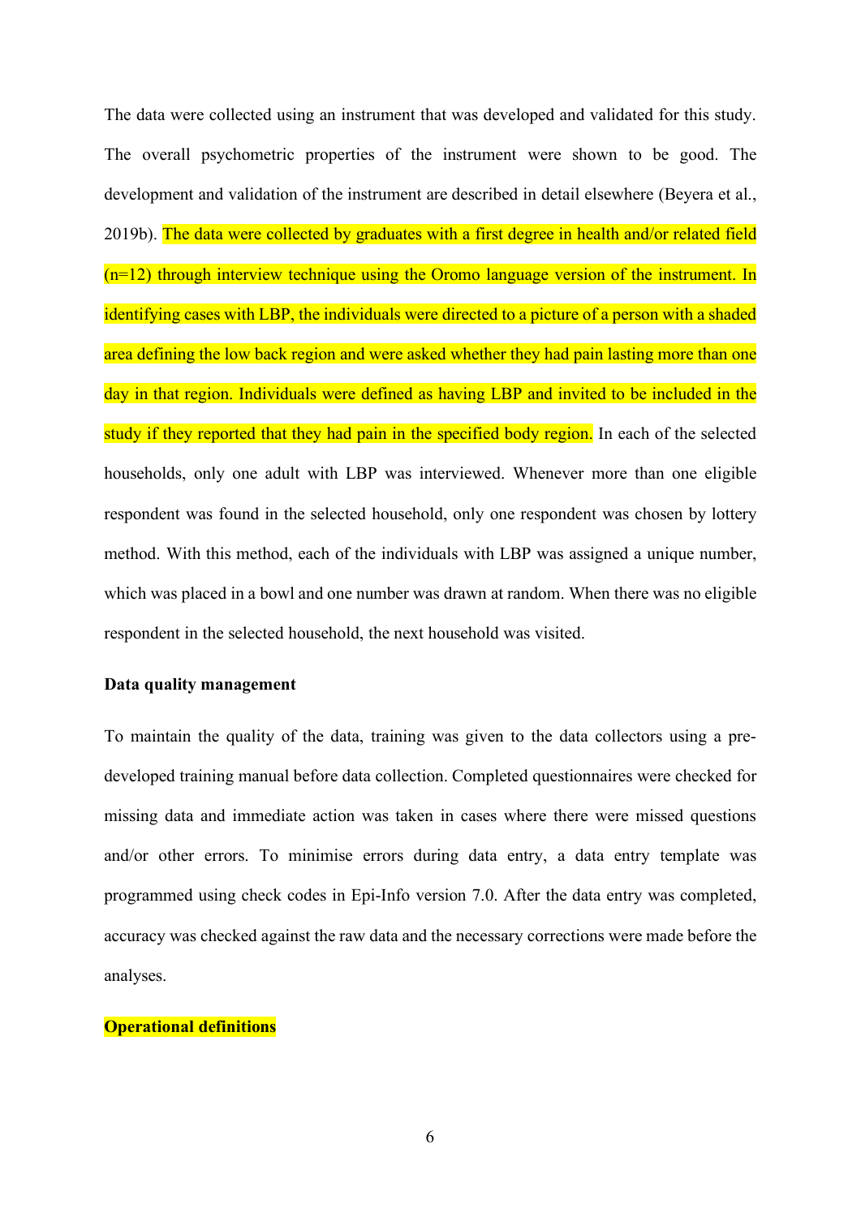The data were collected using an instrument that was developed and validated for this study. The overall psychometric properties of the instrument were shown to be good. The development and validation of the instrument are described in detail elsewhere (Beyera et al., 2019b). The data were collected by graduates with a first degree in health and/or related field (n=12) through interview technique using the Oromo language version of the instrument. In identifying cases with LBP, the individuals were directed to a picture of a person with a shaded area defining the low back region and were asked whether they had pain lasting more than one day in that region. Individuals were defined as having LBP and invited to be included in the study if they reported that they had pain in the specified body region. In each of the selected households, only one adult with LBP was interviewed. Whenever more than one eligible respondent was found in the selected household, only one respondent was chosen by lottery method. With this method, each of the individuals with LBP was assigned a unique number, which was placed in a bowl and one number was drawn at random. When there was no eligible respondent in the selected household, the next household was visited.

**Data quality management**

To maintain the quality of the data, training was given to the data collectors using a pre-developed training manual before data collection. Completed questionnaires were checked for missing data and immediate action was taken in cases where there were missed questions and/or other errors. To minimise errors during data entry, a data entry template was programmed using check codes in Epi-Info version 7.0. After the data entry was completed, accuracy was checked against the raw data and the necessary corrections were made before the analyses.

**Operational definitions**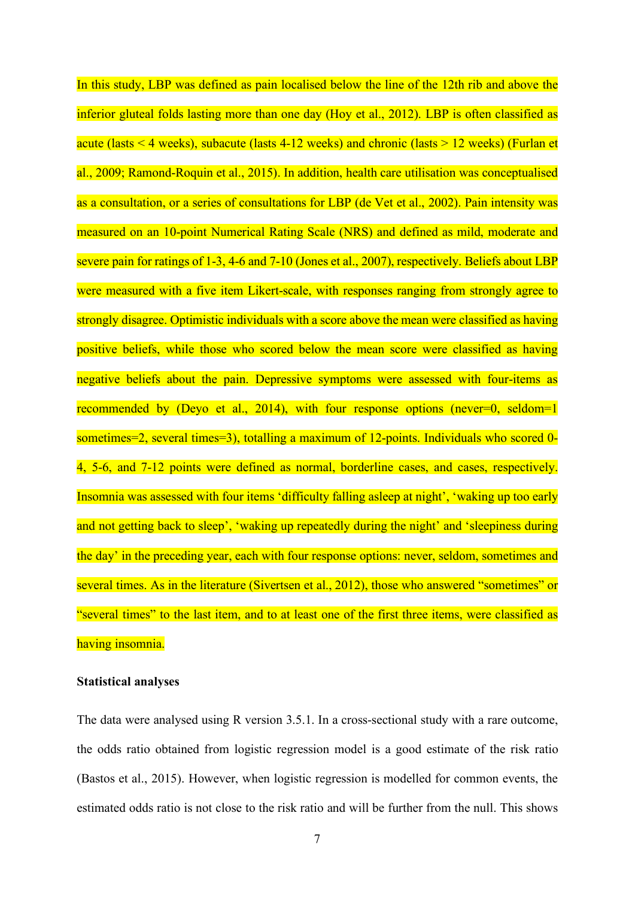In this study, LBP was defined as pain localised below the line of the 12th rib and above the inferior gluteal folds lasting more than one day (Hoy et al., 2012). LBP is often classified as acute (lasts < 4 weeks), subacute (lasts 4-12 weeks) and chronic (lasts > 12 weeks) (Furlan et al., 2009; Ramond-Roquin et al., 2015). In addition, health care utilisation was conceptualised as a consultation, or a series of consultations for LBP (de Vet et al., 2002). Pain intensity was measured on an 10-point Numerical Rating Scale (NRS) and defined as mild, moderate and severe pain for ratings of 1-3, 4-6 and 7-10 (Jones et al., 2007), respectively. Beliefs about LBP were measured with a five item Likert-scale, with responses ranging from strongly agree to strongly disagree. Optimistic individuals with a score above the mean were classified as having positive beliefs, while those who scored below the mean score were classified as having negative beliefs about the pain. Depressive symptoms were assessed with four-items as recommended by (Deyo et al., 2014), with four response options (never=0, seldom=1 sometimes=2, several times=3), totalling a maximum of 12-points. Individuals who scored 0-4, 5-6, and 7-12 points were defined as normal, borderline cases, and cases, respectively. Insomnia was assessed with four items 'difficulty falling asleep at night', 'waking up too early and not getting back to sleep', 'waking up repeatedly during the night' and 'sleepiness during the day' in the preceding year, each with four response options: never, seldom, sometimes and several times. As in the literature (Sivertsen et al., 2012), those who answered "sometimes" or "several times" to the last item, and to at least one of the first three items, were classified as having insomnia.

**Statistical analyses**

The data were analysed using R version 3.5.1. In a cross-sectional study with a rare outcome, the odds ratio obtained from logistic regression model is a good estimate of the risk ratio (Bastos et al., 2015). However, when logistic regression is modelled for common events, the estimated odds ratio is not close to the risk ratio and will be further from the null. This shows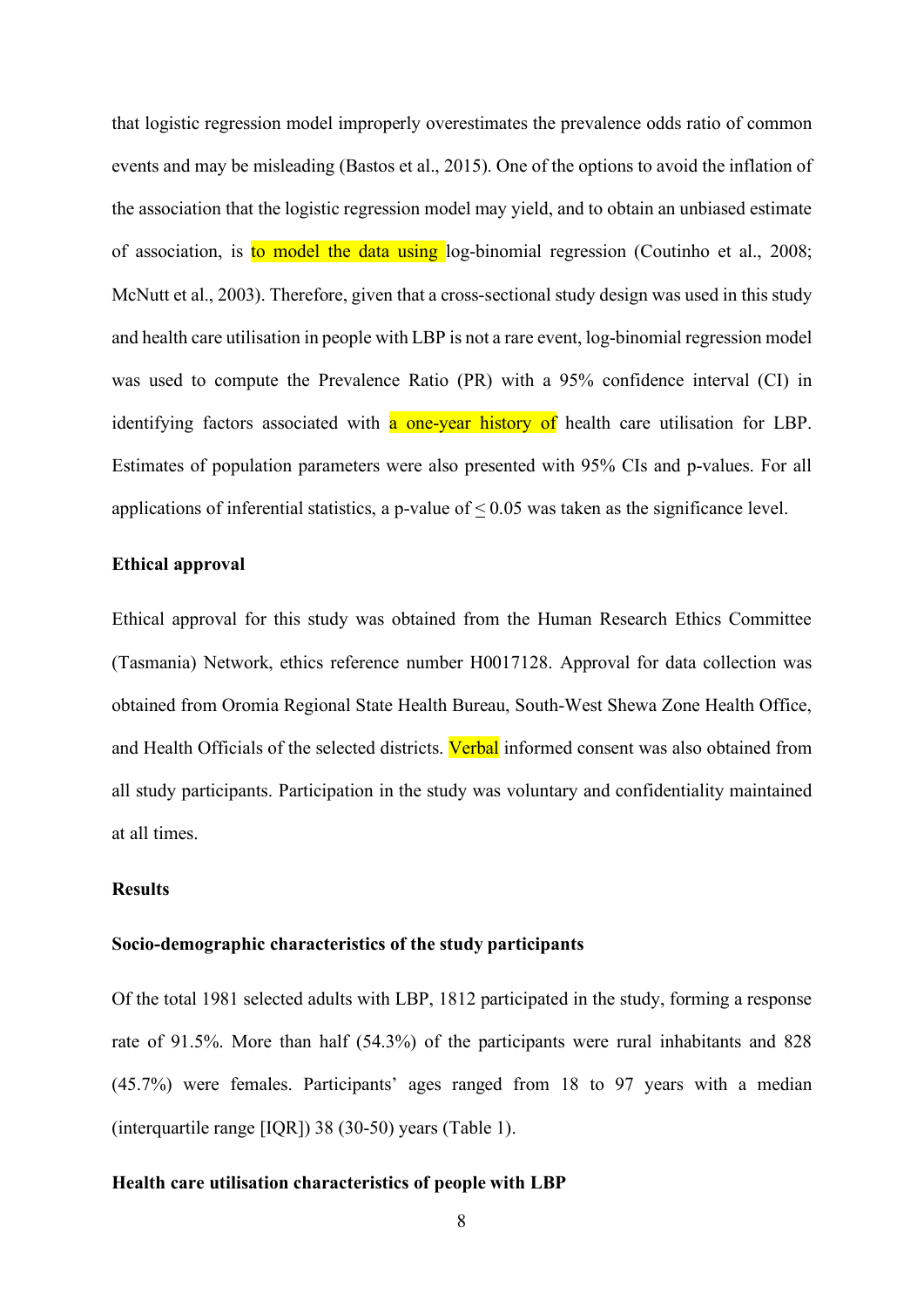that logistic regression model improperly overestimates the prevalence odds ratio of common events and may be misleading (Bastos et al., 2015). One of the options to avoid the inflation of the association that the logistic regression model may yield, and to obtain an unbiased estimate of association, is to model the data using log-binomial regression (Coutinho et al., 2008; McNutt et al., 2003). Therefore, given that a cross-sectional study design was used in this study and health care utilisation in people with LBP is not a rare event, log-binomial regression model was used to compute the Prevalence Ratio (PR) with a 95% confidence interval (CI) in identifying factors associated with a one-year history of health care utilisation for LBP. Estimates of population parameters were also presented with 95% CIs and p-values. For all applications of inferential statistics, a p-value of $\leq 0.05$ was taken as the significance level.

**Ethical approval**

Ethical approval for this study was obtained from the Human Research Ethics Committee (Tasmania) Network, ethics reference number H0017128. Approval for data collection was obtained from Oromia Regional State Health Bureau, South-West Shewa Zone Health Office, and Health Officials of the selected districts. Verbal informed consent was also obtained from all study participants. Participation in the study was voluntary and confidentiality maintained at all times.

**Results**

**Socio-demographic characteristics of the study participants**

Of the total 1981 selected adults with LBP, 1812 participated in the study, forming a response rate of 91.5%. More than half (54.3%) of the participants were rural inhabitants and 828 (45.7%) were females. Participants' ages ranged from 18 to 97 years with a median (interquartile range [IQR]) 38 (30-50) years (Table 1).

**Health care utilisation characteristics of people with LBP**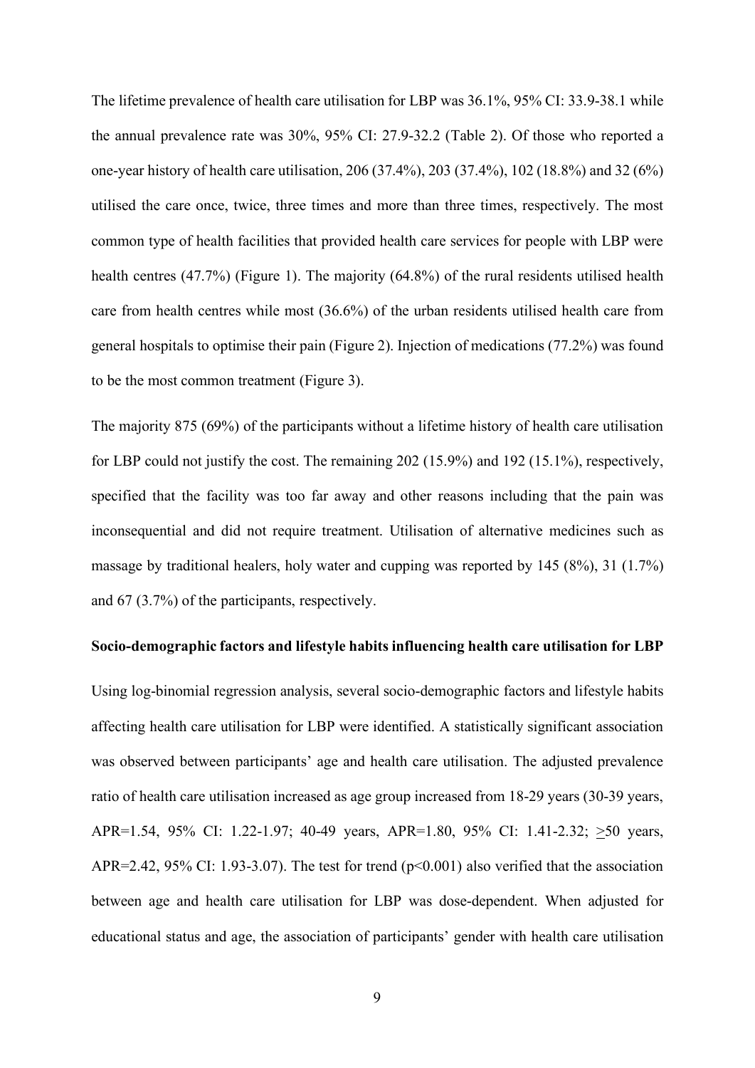The lifetime prevalence of health care utilisation for LBP was 36.1%, 95% CI: 33.9-38.1 while the annual prevalence rate was 30%, 95% CI: 27.9-32.2 (Table 2). Of those who reported a one-year history of health care utilisation, 206 (37.4%), 203 (37.4%), 102 (18.8%) and 32 (6%) utilised the care once, twice, three times and more than three times, respectively. The most common type of health facilities that provided health care services for people with LBP were health centres (47.7%) (Figure 1). The majority (64.8%) of the rural residents utilised health care from health centres while most (36.6%) of the urban residents utilised health care from general hospitals to optimise their pain (Figure 2). Injection of medications (77.2%) was found to be the most common treatment (Figure 3).

The majority 875 (69%) of the participants without a lifetime history of health care utilisation for LBP could not justify the cost. The remaining 202 (15.9%) and 192 (15.1%), respectively, specified that the facility was too far away and other reasons including that the pain was inconsequential and did not require treatment. Utilisation of alternative medicines such as massage by traditional healers, holy water and cupping was reported by 145 (8%), 31 (1.7%) and 67 (3.7%) of the participants, respectively.

**Socio-demographic factors and lifestyle habits influencing health care utilisation for LBP**

Using log-binomial regression analysis, several socio-demographic factors and lifestyle habits affecting health care utilisation for LBP were identified. A statistically significant association was observed between participants' age and health care utilisation. The adjusted prevalence ratio of health care utilisation increased as age group increased from 18-29 years (30-39 years, APR=1.54, 95% CI: 1.22-1.97; 40-49 years, APR=1.80, 95% CI: 1.41-2.32; $\geq$50 years, APR=2.42, 95% CI: 1.93-3.07). The test for trend ($p<0.001$) also verified that the association between age and health care utilisation for LBP was dose-dependent. When adjusted for educational status and age, the association of participants' gender with health care utilisation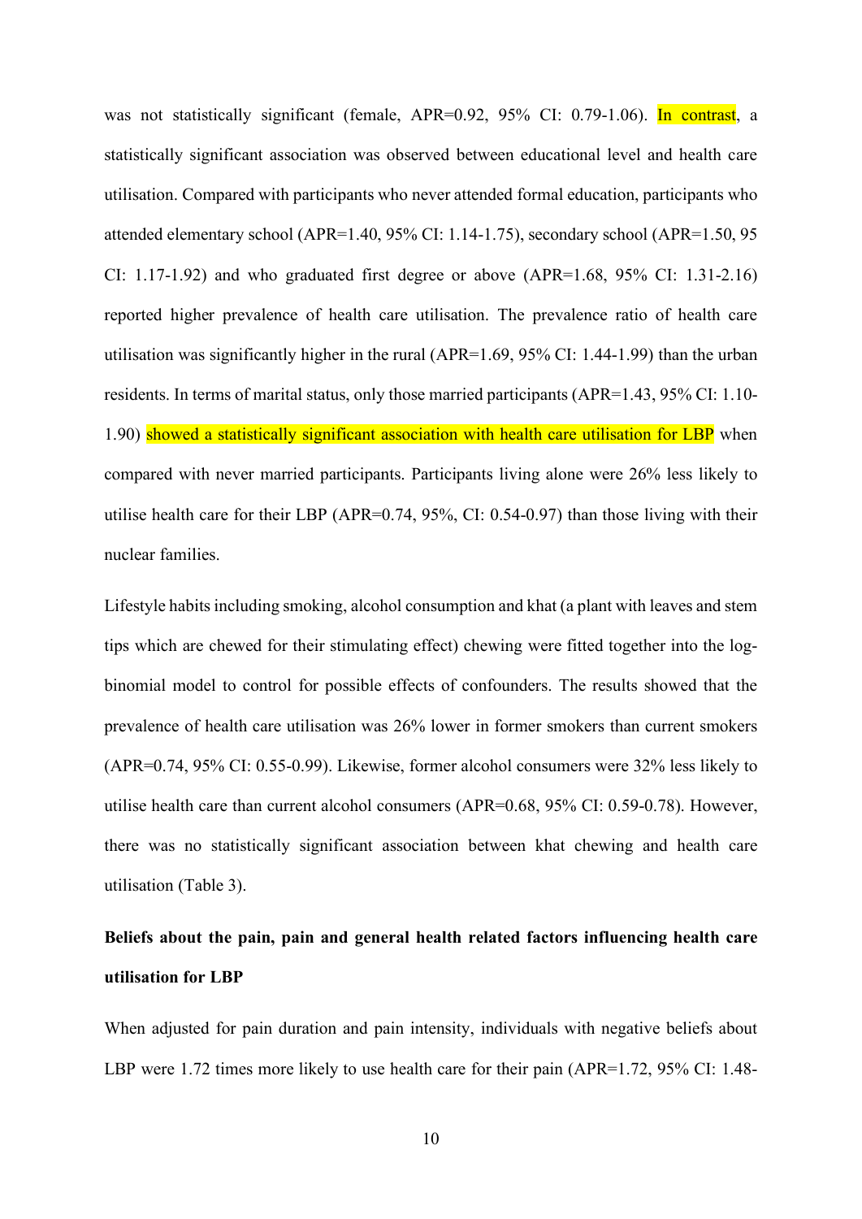was not statistically significant (female, APR=0.92, 95% CI: 0.79-1.06). In contrast, a statistically significant association was observed between educational level and health care utilisation. Compared with participants who never attended formal education, participants who attended elementary school (APR=1.40, 95% CI: 1.14-1.75), secondary school (APR=1.50, 95 CI: 1.17-1.92) and who graduated first degree or above (APR=1.68, 95% CI: 1.31-2.16) reported higher prevalence of health care utilisation. The prevalence ratio of health care utilisation was significantly higher in the rural (APR=1.69, 95% CI: 1.44-1.99) than the urban residents. In terms of marital status, only those married participants (APR=1.43, 95% CI: 1.10-1.90) showed a statistically significant association with health care utilisation for LBP when compared with never married participants. Participants living alone were 26% less likely to utilise health care for their LBP (APR=0.74, 95%, CI: 0.54-0.97) than those living with their nuclear families.

Lifestyle habits including smoking, alcohol consumption and khat (a plant with leaves and stem tips which are chewed for their stimulating effect) chewing were fitted together into the log-binomial model to control for possible effects of confounders. The results showed that the prevalence of health care utilisation was 26% lower in former smokers than current smokers (APR=0.74, 95% CI: 0.55-0.99). Likewise, former alcohol consumers were 32% less likely to utilise health care than current alcohol consumers (APR=0.68, 95% CI: 0.59-0.78). However, there was no statistically significant association between khat chewing and health care utilisation (Table 3).

**Beliefs about the pain, pain and general health related factors influencing health care utilisation for LBP**

When adjusted for pain duration and pain intensity, individuals with negative beliefs about LBP were 1.72 times more likely to use health care for their pain (APR=1.72, 95% CI: 1.48-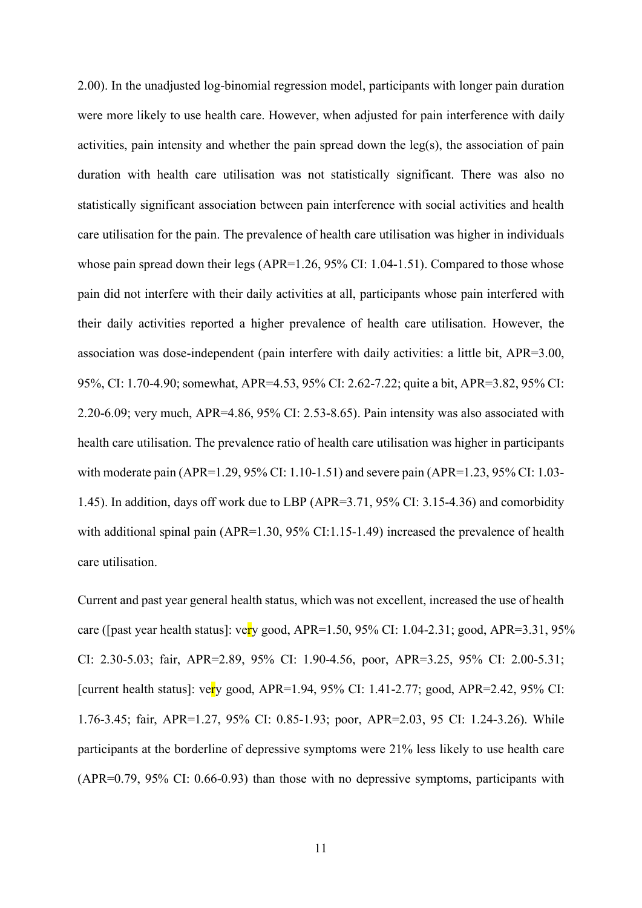2.00). In the unadjusted log-binomial regression model, participants with longer pain duration were more likely to use health care. However, when adjusted for pain interference with daily activities, pain intensity and whether the pain spread down the leg(s), the association of pain duration with health care utilisation was not statistically significant. There was also no statistically significant association between pain interference with social activities and health care utilisation for the pain. The prevalence of health care utilisation was higher in individuals whose pain spread down their legs (APR=1.26, 95% CI: 1.04-1.51). Compared to those whose pain did not interfere with their daily activities at all, participants whose pain interfered with their daily activities reported a higher prevalence of health care utilisation. However, the association was dose-independent (pain interfere with daily activities: a little bit, APR=3.00, 95%, CI: 1.70-4.90; somewhat, APR=4.53, 95% CI: 2.62-7.22; quite a bit, APR=3.82, 95% CI: 2.20-6.09; very much, APR=4.86, 95% CI: 2.53-8.65). Pain intensity was also associated with health care utilisation. The prevalence ratio of health care utilisation was higher in participants with moderate pain (APR=1.29, 95% CI: 1.10-1.51) and severe pain (APR=1.23, 95% CI: 1.03-1.45). In addition, days off work due to LBP (APR=3.71, 95% CI: 3.15-4.36) and comorbidity with additional spinal pain (APR=1.30, 95% CI:1.15-1.49) increased the prevalence of health care utilisation.

Current and past year general health status, which was not excellent, increased the use of health care ([past year health status]: very good, APR=1.50, 95% CI: 1.04-2.31; good, APR=3.31, 95% CI: 2.30-5.03; fair, APR=2.89, 95% CI: 1.90-4.56, poor, APR=3.25, 95% CI: 2.00-5.31; [current health status]: very good, APR=1.94, 95% CI: 1.41-2.77; good, APR=2.42, 95% CI: 1.76-3.45; fair, APR=1.27, 95% CI: 0.85-1.93; poor, APR=2.03, 95 CI: 1.24-3.26). While participants at the borderline of depressive symptoms were 21% less likely to use health care (APR=0.79, 95% CI: 0.66-0.93) than those with no depressive symptoms, participants with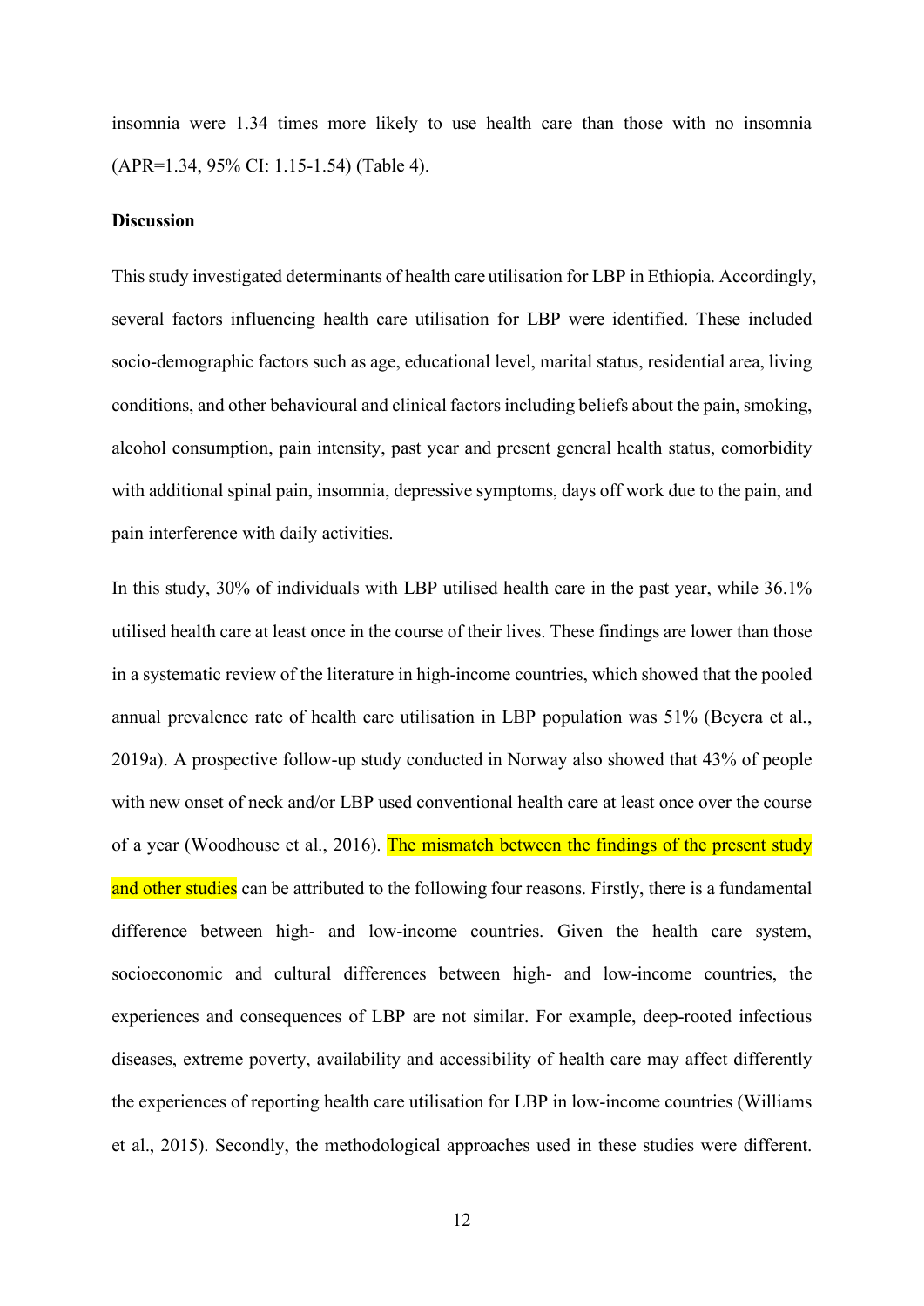insomnia were 1.34 times more likely to use health care than those with no insomnia (APR=1.34, 95% CI: 1.15-1.54) (Table 4).

**Discussion**

This study investigated determinants of health care utilisation for LBP in Ethiopia. Accordingly, several factors influencing health care utilisation for LBP were identified. These included socio-demographic factors such as age, educational level, marital status, residential area, living conditions, and other behavioural and clinical factors including beliefs about the pain, smoking, alcohol consumption, pain intensity, past year and present general health status, comorbidity with additional spinal pain, insomnia, depressive symptoms, days off work due to the pain, and pain interference with daily activities.

In this study, 30% of individuals with LBP utilised health care in the past year, while 36.1% utilised health care at least once in the course of their lives. These findings are lower than those in a systematic review of the literature in high-income countries, which showed that the pooled annual prevalence rate of health care utilisation in LBP population was 51% (Beyera et al., 2019a). A prospective follow-up study conducted in Norway also showed that 43% of people with new onset of neck and/or LBP used conventional health care at least once over the course of a year (Woodhouse et al., 2016). The mismatch between the findings of the present study and other studies can be attributed to the following four reasons. Firstly, there is a fundamental difference between high- and low-income countries. Given the health care system, socioeconomic and cultural differences between high- and low-income countries, the experiences and consequences of LBP are not similar. For example, deep-rooted infectious diseases, extreme poverty, availability and accessibility of health care may affect differently the experiences of reporting health care utilisation for LBP in low-income countries (Williams et al., 2015). Secondly, the methodological approaches used in these studies were different.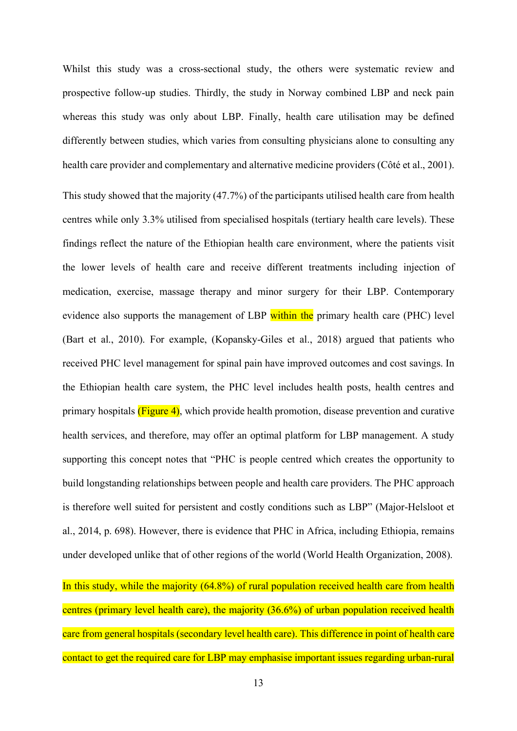Whilst this study was a cross-sectional study, the others were systematic review and prospective follow-up studies. Thirdly, the study in Norway combined LBP and neck pain whereas this study was only about LBP. Finally, health care utilisation may be defined differently between studies, which varies from consulting physicians alone to consulting any health care provider and complementary and alternative medicine providers (Côté et al., 2001).

This study showed that the majority (47.7%) of the participants utilised health care from health centres while only 3.3% utilised from specialised hospitals (tertiary health care levels). These findings reflect the nature of the Ethiopian health care environment, where the patients visit the lower levels of health care and receive different treatments including injection of medication, exercise, massage therapy and minor surgery for their LBP. Contemporary evidence also supports the management of LBP within the primary health care (PHC) level (Bart et al., 2010). For example, (Kopansky-Giles et al., 2018) argued that patients who received PHC level management for spinal pain have improved outcomes and cost savings. In the Ethiopian health care system, the PHC level includes health posts, health centres and primary hospitals (Figure 4), which provide health promotion, disease prevention and curative health services, and therefore, may offer an optimal platform for LBP management. A study supporting this concept notes that "PHC is people centred which creates the opportunity to build longstanding relationships between people and health care providers. The PHC approach is therefore well suited for persistent and costly conditions such as LBP" (Major-Helsloot et al., 2014, p. 698). However, there is evidence that PHC in Africa, including Ethiopia, remains under developed unlike that of other regions of the world (World Health Organization, 2008).

In this study, while the majority (64.8%) of rural population received health care from health centres (primary level health care), the majority (36.6%) of urban population received health care from general hospitals (secondary level health care). This difference in point of health care contact to get the required care for LBP may emphasise important issues regarding urban-rural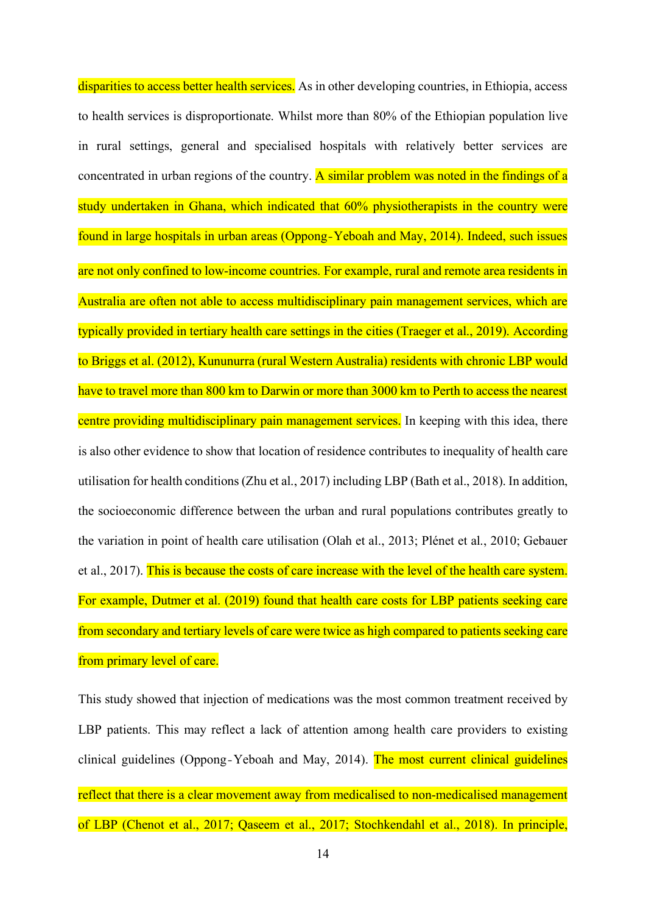disparities to access better health services. As in other developing countries, in Ethiopia, access to health services is disproportionate. Whilst more than 80% of the Ethiopian population live in rural settings, general and specialised hospitals with relatively better services are concentrated in urban regions of the country. A similar problem was noted in the findings of a study undertaken in Ghana, which indicated that 60% physiotherapists in the country were found in large hospitals in urban areas (Oppong-Yeboah and May, 2014). Indeed, such issues are not only confined to low-income countries. For example, rural and remote area residents in Australia are often not able to access multidisciplinary pain management services, which are typically provided in tertiary health care settings in the cities (Traeger et al., 2019). According to Briggs et al. (2012), Kununurra (rural Western Australia) residents with chronic LBP would have to travel more than 800 km to Darwin or more than 3000 km to Perth to access the nearest centre providing multidisciplinary pain management services. In keeping with this idea, there is also other evidence to show that location of residence contributes to inequality of health care utilisation for health conditions (Zhu et al., 2017) including LBP (Bath et al., 2018). In addition, the socioeconomic difference between the urban and rural populations contributes greatly to the variation in point of health care utilisation (Olah et al., 2013; Plénet et al., 2010; Gebauer et al., 2017). This is because the costs of care increase with the level of the health care system. For example, Dutmer et al. (2019) found that health care costs for LBP patients seeking care from secondary and tertiary levels of care were twice as high compared to patients seeking care from primary level of care.

This study showed that injection of medications was the most common treatment received by LBP patients. This may reflect a lack of attention among health care providers to existing clinical guidelines (Oppong-Yeboah and May, 2014). The most current clinical guidelines reflect that there is a clear movement away from medicalised to non-medicalised management of LBP (Chenot et al., 2017; Qaseem et al., 2017; Stochkendahl et al., 2018). In principle,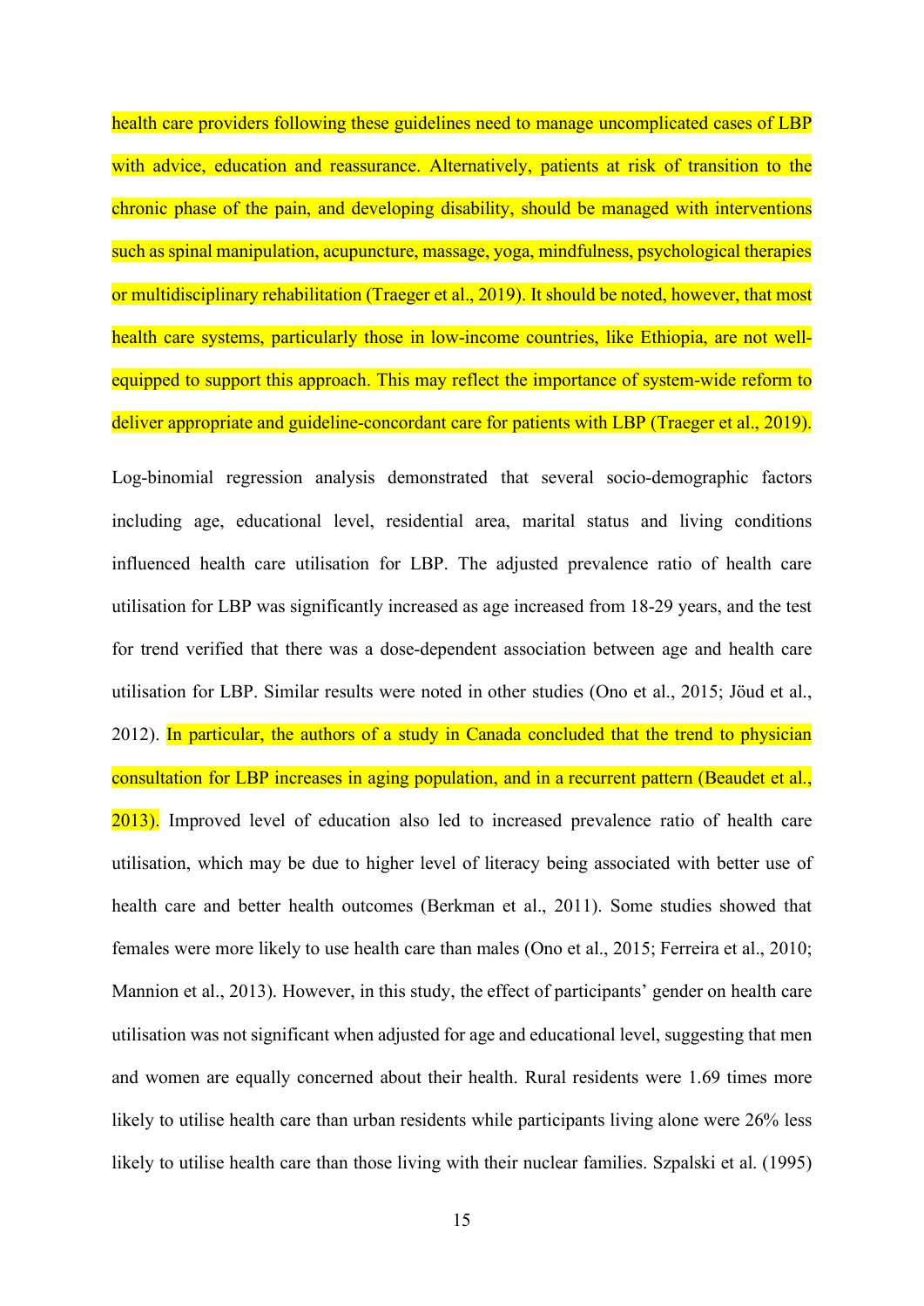health care providers following these guidelines need to manage uncomplicated cases of LBP with advice, education and reassurance. Alternatively, patients at risk of transition to the chronic phase of the pain, and developing disability, should be managed with interventions such as spinal manipulation, acupuncture, massage, yoga, mindfulness, psychological therapies or multidisciplinary rehabilitation (Traeger et al., 2019). It should be noted, however, that most health care systems, particularly those in low-income countries, like Ethiopia, are not well-equipped to support this approach. This may reflect the importance of system-wide reform to deliver appropriate and guideline-concordant care for patients with LBP (Traeger et al., 2019).

Log-binomial regression analysis demonstrated that several socio-demographic factors including age, educational level, residential area, marital status and living conditions influenced health care utilisation for LBP. The adjusted prevalence ratio of health care utilisation for LBP was significantly increased as age increased from 18-29 years, and the test for trend verified that there was a dose-dependent association between age and health care utilisation for LBP. Similar results were noted in other studies (Ono et al., 2015; Jöud et al., 2012). In particular, the authors of a study in Canada concluded that the trend to physician consultation for LBP increases in aging population, and in a recurrent pattern (Beaudet et al., 2013). Improved level of education also led to increased prevalence ratio of health care utilisation, which may be due to higher level of literacy being associated with better use of health care and better health outcomes (Berkman et al., 2011). Some studies showed that females were more likely to use health care than males (Ono et al., 2015; Ferreira et al., 2010; Mannion et al., 2013). However, in this study, the effect of participants' gender on health care utilisation was not significant when adjusted for age and educational level, suggesting that men and women are equally concerned about their health. Rural residents were 1.69 times more likely to utilise health care than urban residents while participants living alone were 26% less likely to utilise health care than those living with their nuclear families. Szpalski et al. (1995)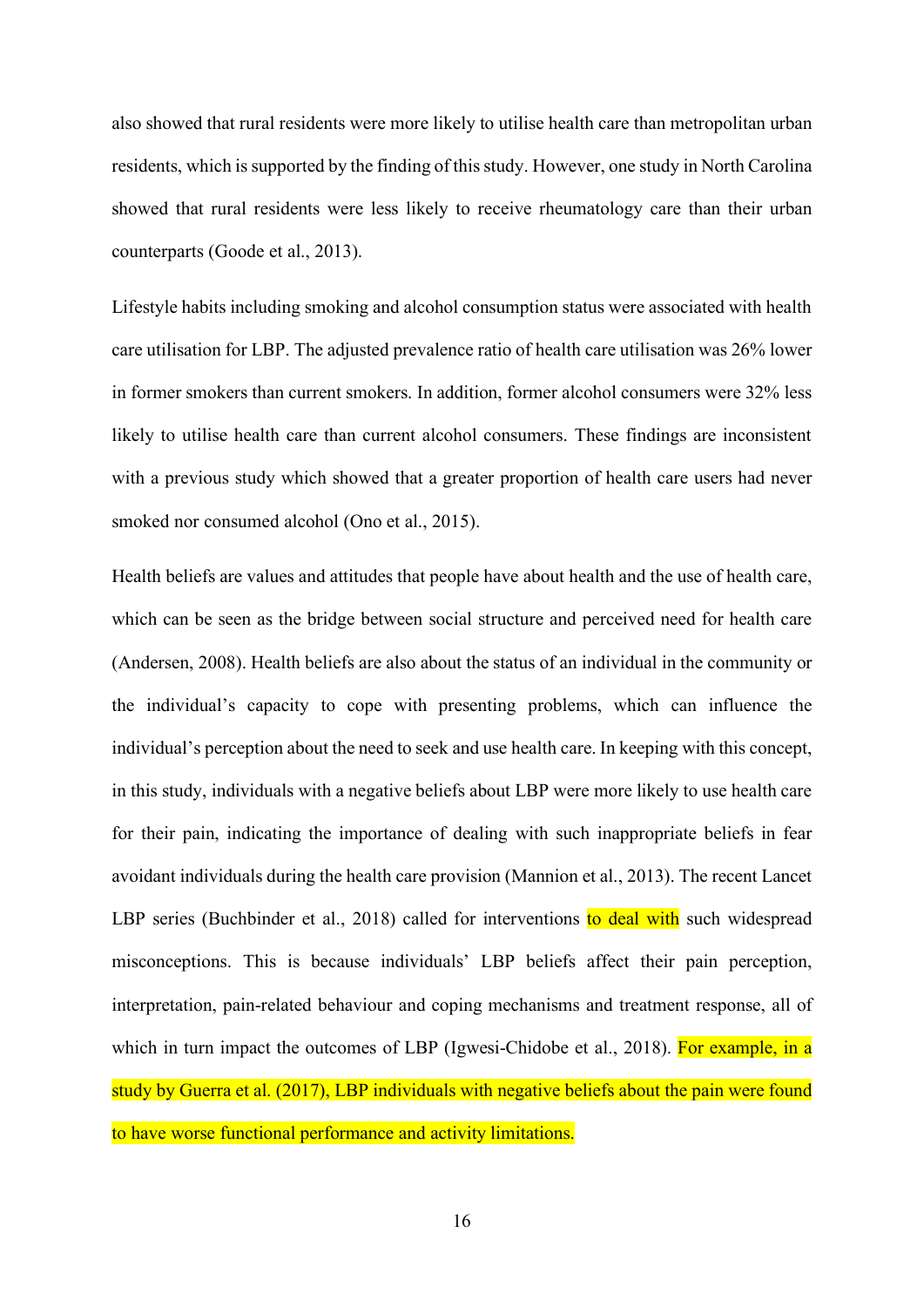also showed that rural residents were more likely to utilise health care than metropolitan urban residents, which is supported by the finding of this study. However, one study in North Carolina showed that rural residents were less likely to receive rheumatology care than their urban counterparts (Goode et al., 2013).

Lifestyle habits including smoking and alcohol consumption status were associated with health care utilisation for LBP. The adjusted prevalence ratio of health care utilisation was 26% lower in former smokers than current smokers. In addition, former alcohol consumers were 32% less likely to utilise health care than current alcohol consumers. These findings are inconsistent with a previous study which showed that a greater proportion of health care users had never smoked nor consumed alcohol (Ono et al., 2015).

Health beliefs are values and attitudes that people have about health and the use of health care, which can be seen as the bridge between social structure and perceived need for health care (Andersen, 2008). Health beliefs are also about the status of an individual in the community or the individual's capacity to cope with presenting problems, which can influence the individual's perception about the need to seek and use health care. In keeping with this concept, in this study, individuals with a negative beliefs about LBP were more likely to use health care for their pain, indicating the importance of dealing with such inappropriate beliefs in fear avoidant individuals during the health care provision (Mannion et al., 2013). The recent Lancet LBP series (Buchbinder et al., 2018) called for interventions to deal with such widespread misconceptions. This is because individuals' LBP beliefs affect their pain perception, interpretation, pain-related behaviour and coping mechanisms and treatment response, all of which in turn impact the outcomes of LBP (Igwesi-Chidobe et al., 2018). For example, in a study by Guerra et al. (2017), LBP individuals with negative beliefs about the pain were found to have worse functional performance and activity limitations.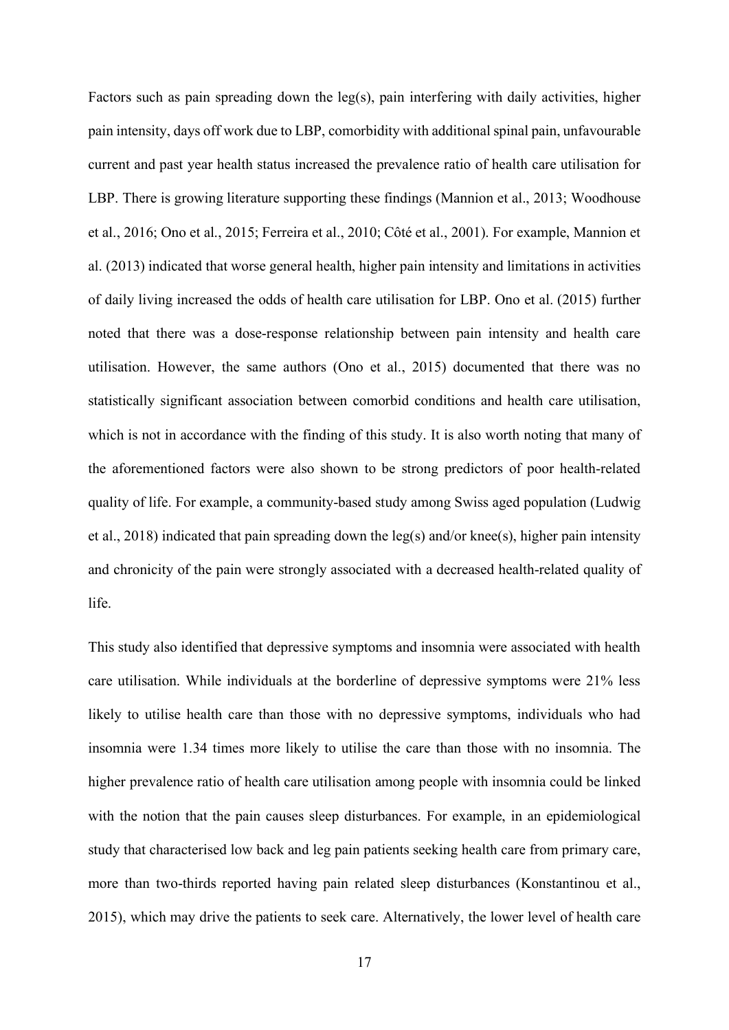Factors such as pain spreading down the leg(s), pain interfering with daily activities, higher pain intensity, days off work due to LBP, comorbidity with additional spinal pain, unfavourable current and past year health status increased the prevalence ratio of health care utilisation for LBP. There is growing literature supporting these findings (Mannion et al., 2013; Woodhouse et al., 2016; Ono et al., 2015; Ferreira et al., 2010; Côté et al., 2001). For example, Mannion et al. (2013) indicated that worse general health, higher pain intensity and limitations in activities of daily living increased the odds of health care utilisation for LBP. Ono et al. (2015) further noted that there was a dose-response relationship between pain intensity and health care utilisation. However, the same authors (Ono et al., 2015) documented that there was no statistically significant association between comorbid conditions and health care utilisation, which is not in accordance with the finding of this study. It is also worth noting that many of the aforementioned factors were also shown to be strong predictors of poor health-related quality of life. For example, a community-based study among Swiss aged population (Ludwig et al., 2018) indicated that pain spreading down the leg(s) and/or knee(s), higher pain intensity and chronicity of the pain were strongly associated with a decreased health-related quality of life.

This study also identified that depressive symptoms and insomnia were associated with health care utilisation. While individuals at the borderline of depressive symptoms were 21% less likely to utilise health care than those with no depressive symptoms, individuals who had insomnia were 1.34 times more likely to utilise the care than those with no insomnia. The higher prevalence ratio of health care utilisation among people with insomnia could be linked with the notion that the pain causes sleep disturbances. For example, in an epidemiological study that characterised low back and leg pain patients seeking health care from primary care, more than two-thirds reported having pain related sleep disturbances (Konstantinou et al., 2015), which may drive the patients to seek care. Alternatively, the lower level of health care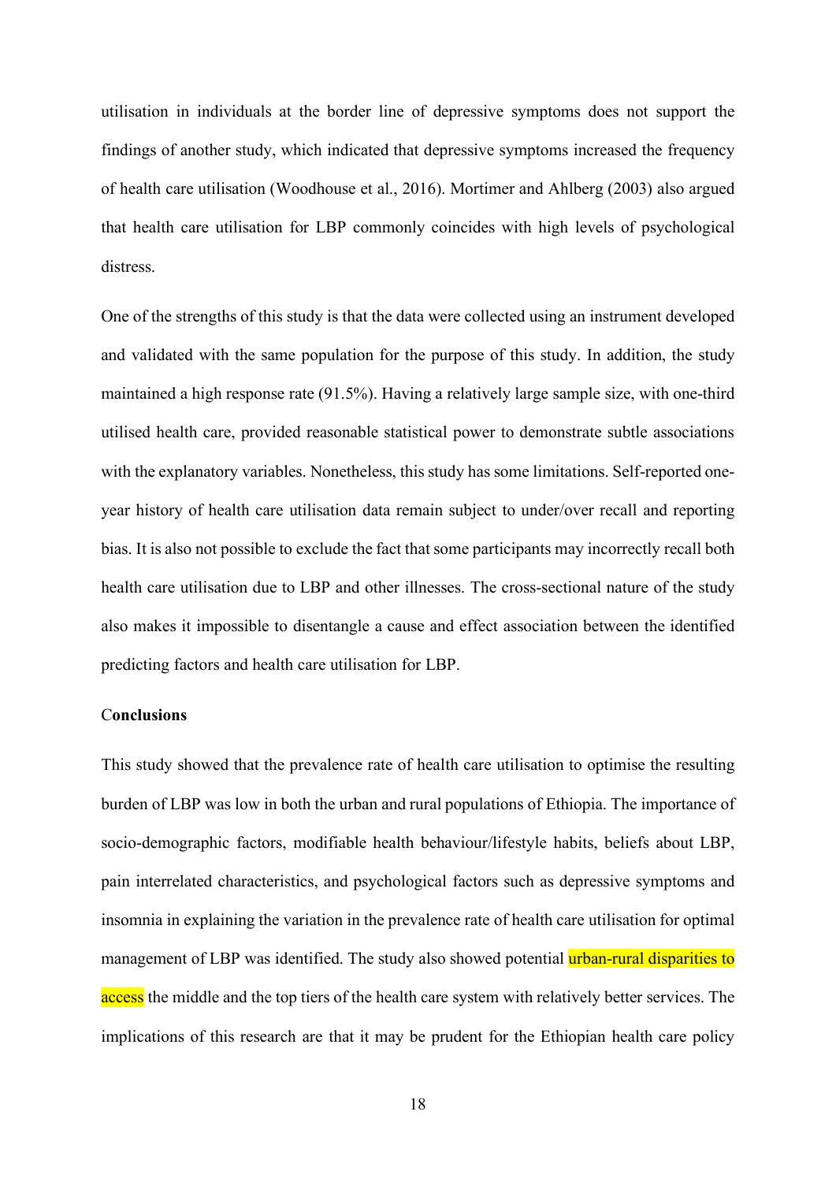utilisation in individuals at the border line of depressive symptoms does not support the findings of another study, which indicated that depressive symptoms increased the frequency of health care utilisation (Woodhouse et al., 2016). Mortimer and Ahlberg (2003) also argued that health care utilisation for LBP commonly coincides with high levels of psychological distress.

One of the strengths of this study is that the data were collected using an instrument developed and validated with the same population for the purpose of this study. In addition, the study maintained a high response rate (91.5%). Having a relatively large sample size, with one-third utilised health care, provided reasonable statistical power to demonstrate subtle associations with the explanatory variables. Nonetheless, this study has some limitations. Self-reported one-year history of health care utilisation data remain subject to under/over recall and reporting bias. It is also not possible to exclude the fact that some participants may incorrectly recall both health care utilisation due to LBP and other illnesses. The cross-sectional nature of the study also makes it impossible to disentangle a cause and effect association between the identified predicting factors and health care utilisation for LBP.

## Conclusions

This study showed that the prevalence rate of health care utilisation to optimise the resulting burden of LBP was low in both the urban and rural populations of Ethiopia. The importance of socio-demographic factors, modifiable health behaviour/lifestyle habits, beliefs about LBP, pain interrelated characteristics, and psychological factors such as depressive symptoms and insomnia in explaining the variation in the prevalence rate of health care utilisation for optimal management of LBP was identified. The study also showed potential urban-rural disparities to access the middle and the top tiers of the health care system with relatively better services. The implications of this research are that it may be prudent for the Ethiopian health care policy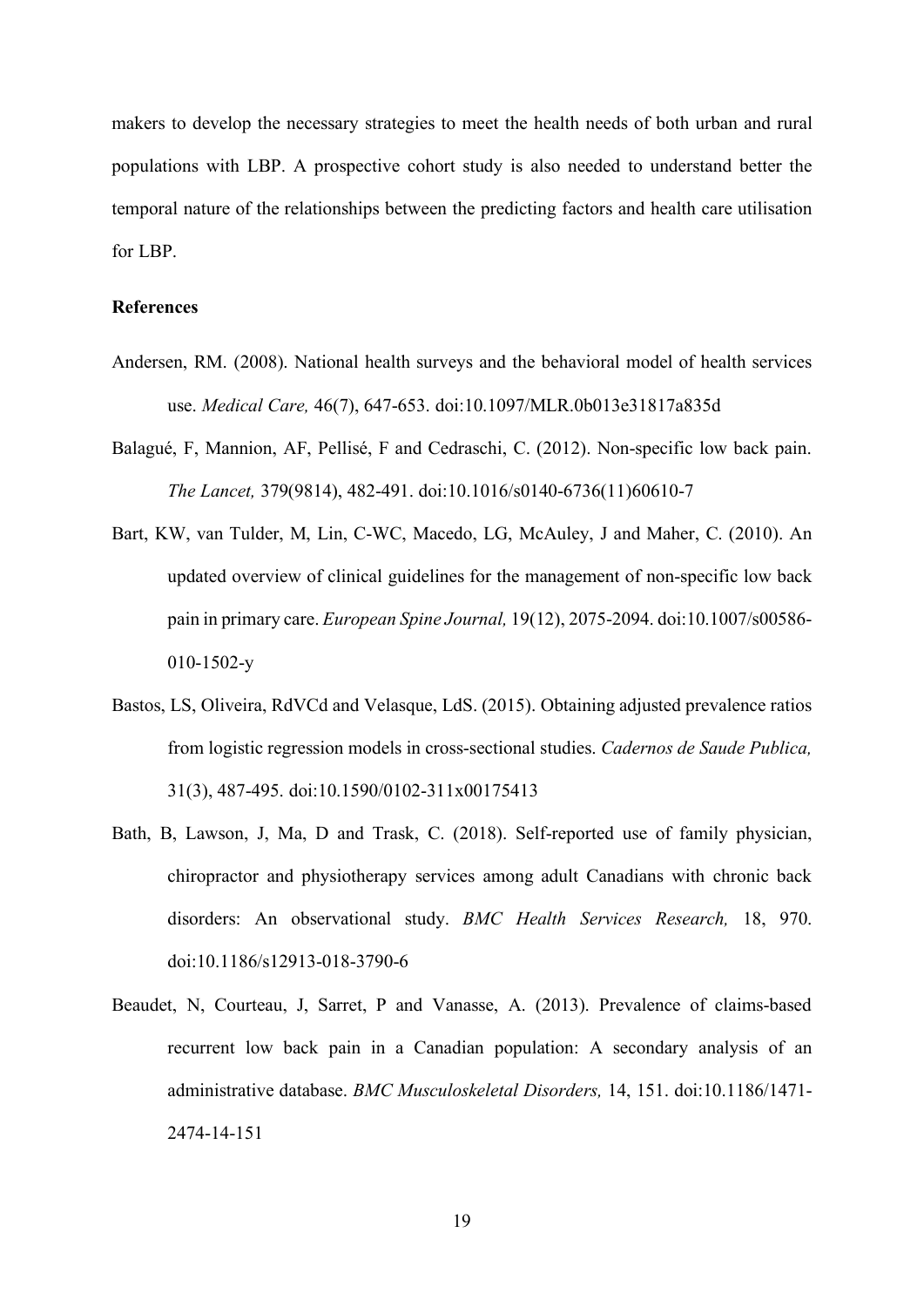makers to develop the necessary strategies to meet the health needs of both urban and rural populations with LBP. A prospective cohort study is also needed to understand better the temporal nature of the relationships between the predicting factors and health care utilisation for LBP.

**References**

Andersen, RM. (2008). National health surveys and the behavioral model of health services use. *Medical Care,* 46(7), 647-653. doi:10.1097/MLR.0b013e31817a835d

Balagué, F, Mannion, AF, Pellisé, F and Cedraschi, C. (2012). Non-specific low back pain. *The Lancet,* 379(9814), 482-491. doi:10.1016/s0140-6736(11)60610-7

Bart, KW, van Tulder, M, Lin, C-WC, Macedo, LG, McAuley, J and Maher, C. (2010). An updated overview of clinical guidelines for the management of non-specific low back pain in primary care. *European Spine Journal,* 19(12), 2075-2094. doi:10.1007/s00586-010-1502-y

Bastos, LS, Oliveira, RdVCd and Velasque, LdS. (2015). Obtaining adjusted prevalence ratios from logistic regression models in cross-sectional studies. *Cadernos de Saude Publica,* 31(3), 487-495. doi:10.1590/0102-311x00175413

Bath, B, Lawson, J, Ma, D and Trask, C. (2018). Self-reported use of family physician, chiropractor and physiotherapy services among adult Canadians with chronic back disorders: An observational study. *BMC Health Services Research,* 18, 970. doi:10.1186/s12913-018-3790-6

Beaudet, N, Courteau, J, Sarret, P and Vanasse, A. (2013). Prevalence of claims-based recurrent low back pain in a Canadian population: A secondary analysis of an administrative database. *BMC Musculoskeletal Disorders,* 14, 151. doi:10.1186/1471-2474-14-151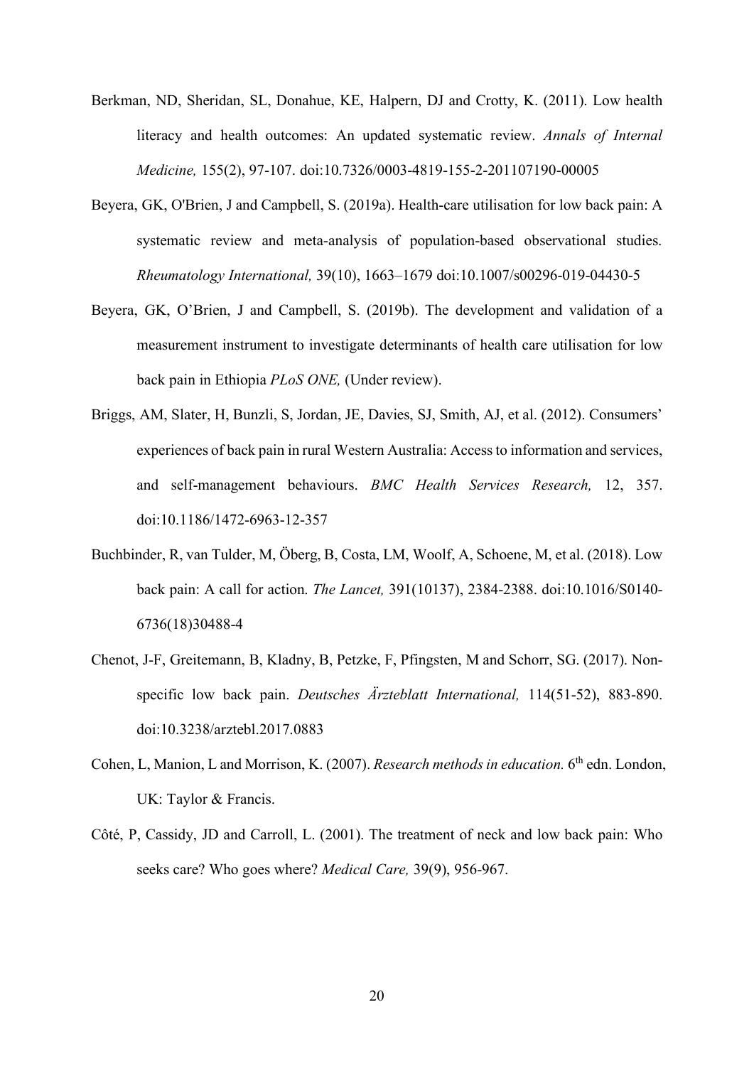Berkman, ND, Sheridan, SL, Donahue, KE, Halpern, DJ and Crotty, K. (2011). Low health literacy and health outcomes: An updated systematic review. *Annals of Internal Medicine,* 155(2), 97-107. doi:10.7326/0003-4819-155-2-201107190-00005

Beyera, GK, O'Brien, J and Campbell, S. (2019a). Health-care utilisation for low back pain: A systematic review and meta-analysis of population-based observational studies. *Rheumatology International,* 39(10), 1663–1679 doi:10.1007/s00296-019-04430-5

Beyera, GK, O'Brien, J and Campbell, S. (2019b). The development and validation of a measurement instrument to investigate determinants of health care utilisation for low back pain in Ethiopia *PLoS ONE,* (Under review).

Briggs, AM, Slater, H, Bunzli, S, Jordan, JE, Davies, SJ, Smith, AJ, et al. (2012). Consumers' experiences of back pain in rural Western Australia: Access to information and services, and self-management behaviours. *BMC Health Services Research,* 12, 357. doi:10.1186/1472-6963-12-357

Buchbinder, R, van Tulder, M, Öberg, B, Costa, LM, Woolf, A, Schoene, M, et al. (2018). Low back pain: A call for action. *The Lancet,* 391(10137), 2384-2388. doi:10.1016/S0140-6736(18)30488-4

Chenot, J-F, Greitemann, B, Kladny, B, Petzke, F, Pfingsten, M and Schorr, SG. (2017). Non-specific low back pain. *Deutsches Ärzteblatt International,* 114(51-52), 883-890. doi:10.3238/arztebl.2017.0883

Cohen, L, Manion, L and Morrison, K. (2007). *Research methods in education.* 6th edn. London, UK: Taylor & Francis.

Côté, P, Cassidy, JD and Carroll, L. (2001). The treatment of neck and low back pain: Who seeks care? Who goes where? *Medical Care,* 39(9), 956-967.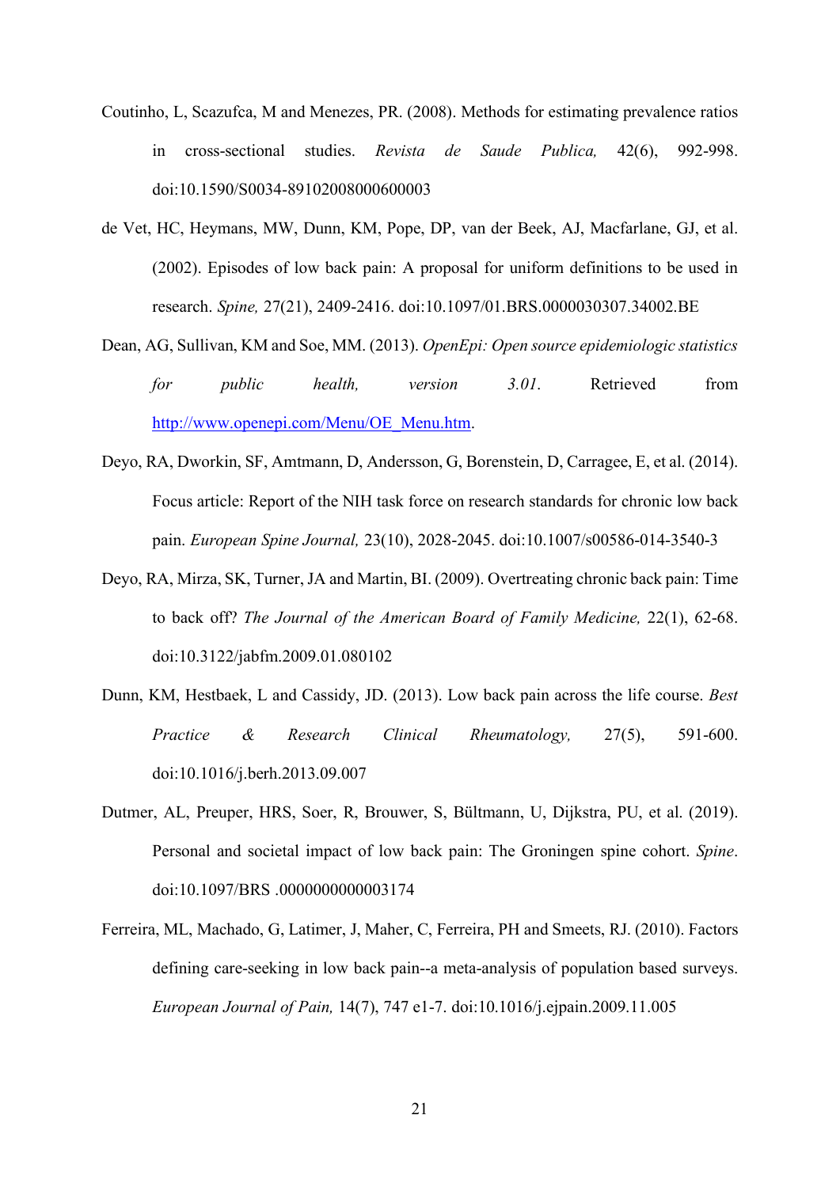Coutinho, L, Scazufca, M and Menezes, PR. (2008). Methods for estimating prevalence ratios in cross-sectional studies. *Revista de Saude Publica,* 42(6), 992-998. doi:10.1590/S0034-89102008000600003

de Vet, HC, Heymans, MW, Dunn, KM, Pope, DP, van der Beek, AJ, Macfarlane, GJ, et al. (2002). Episodes of low back pain: A proposal for uniform definitions to be used in research. *Spine,* 27(21), 2409-2416. doi:10.1097/01.BRS.0000030307.34002.BE

Dean, AG, Sullivan, KM and Soe, MM. (2013). *OpenEpi: Open source epidemiologic statistics for public health, version 3.01*. Retrieved from http://www.openepi.com/Menu/OE_Menu.htm.

Deyo, RA, Dworkin, SF, Amtmann, D, Andersson, G, Borenstein, D, Carragee, E, et al. (2014). Focus article: Report of the NIH task force on research standards for chronic low back pain. *European Spine Journal,* 23(10), 2028-2045. doi:10.1007/s00586-014-3540-3

Deyo, RA, Mirza, SK, Turner, JA and Martin, BI. (2009). Overtreating chronic back pain: Time to back off? *The Journal of the American Board of Family Medicine,* 22(1), 62-68. doi:10.3122/jabfm.2009.01.080102

Dunn, KM, Hestbaek, L and Cassidy, JD. (2013). Low back pain across the life course. *Best Practice & Research Clinical Rheumatology,* 27(5), 591-600. doi:10.1016/j.berh.2013.09.007

Dutmer, AL, Preuper, HRS, Soer, R, Brouwer, S, Bültmann, U, Dijkstra, PU, et al. (2019). Personal and societal impact of low back pain: The Groningen spine cohort. *Spine*. doi:10.1097/BRS .0000000000003174

Ferreira, ML, Machado, G, Latimer, J, Maher, C, Ferreira, PH and Smeets, RJ. (2010). Factors defining care-seeking in low back pain--a meta-analysis of population based surveys. *European Journal of Pain,* 14(7), 747 e1-7. doi:10.1016/j.ejpain.2009.11.005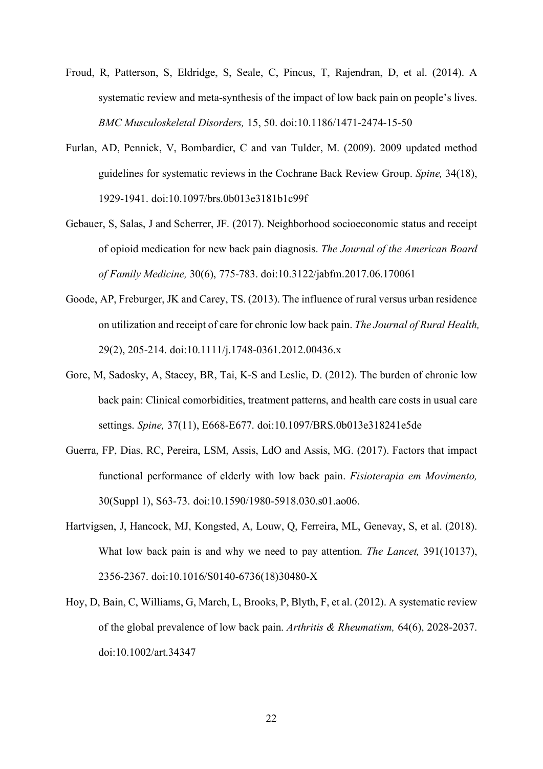Froud, R, Patterson, S, Eldridge, S, Seale, C, Pincus, T, Rajendran, D, et al. (2014). A systematic review and meta-synthesis of the impact of low back pain on people's lives. *BMC Musculoskeletal Disorders,* 15, 50. doi:10.1186/1471-2474-15-50

Furlan, AD, Pennick, V, Bombardier, C and van Tulder, M. (2009). 2009 updated method guidelines for systematic reviews in the Cochrane Back Review Group. *Spine,* 34(18), 1929-1941. doi:10.1097/brs.0b013e3181b1c99f

Gebauer, S, Salas, J and Scherrer, JF. (2017). Neighborhood socioeconomic status and receipt of opioid medication for new back pain diagnosis. *The Journal of the American Board of Family Medicine,* 30(6), 775-783. doi:10.3122/jabfm.2017.06.170061

Goode, AP, Freburger, JK and Carey, TS. (2013). The influence of rural versus urban residence on utilization and receipt of care for chronic low back pain. *The Journal of Rural Health,* 29(2), 205-214. doi:10.1111/j.1748-0361.2012.00436.x

Gore, M, Sadosky, A, Stacey, BR, Tai, K-S and Leslie, D. (2012). The burden of chronic low back pain: Clinical comorbidities, treatment patterns, and health care costs in usual care settings. *Spine,* 37(11), E668-E677. doi:10.1097/BRS.0b013e318241e5de

Guerra, FP, Dias, RC, Pereira, LSM, Assis, LdO and Assis, MG. (2017). Factors that impact functional performance of elderly with low back pain. *Fisioterapia em Movimento,* 30(Suppl 1), S63-73. doi:10.1590/1980-5918.030.s01.ao06.

Hartvigsen, J, Hancock, MJ, Kongsted, A, Louw, Q, Ferreira, ML, Genevay, S, et al. (2018). What low back pain is and why we need to pay attention. *The Lancet,* 391(10137), 2356-2367. doi:10.1016/S0140-6736(18)30480-X

Hoy, D, Bain, C, Williams, G, March, L, Brooks, P, Blyth, F, et al. (2012). A systematic review of the global prevalence of low back pain. *Arthritis & Rheumatism,* 64(6), 2028-2037. doi:10.1002/art.34347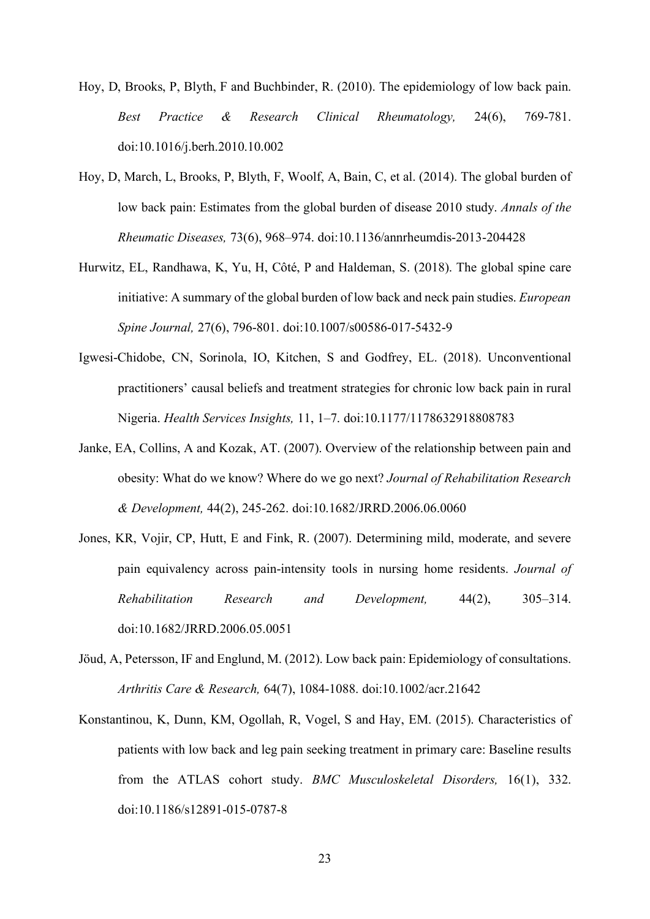Hoy, D, Brooks, P, Blyth, F and Buchbinder, R. (2010). The epidemiology of low back pain. *Best Practice & Research Clinical Rheumatology,* 24(6), 769-781. doi:10.1016/j.berh.2010.10.002

Hoy, D, March, L, Brooks, P, Blyth, F, Woolf, A, Bain, C, et al. (2014). The global burden of low back pain: Estimates from the global burden of disease 2010 study. *Annals of the Rheumatic Diseases,* 73(6), 968–974. doi:10.1136/annrheumdis-2013-204428

Hurwitz, EL, Randhawa, K, Yu, H, Côté, P and Haldeman, S. (2018). The global spine care initiative: A summary of the global burden of low back and neck pain studies. *European Spine Journal,* 27(6), 796-801. doi:10.1007/s00586-017-5432-9

Igwesi-Chidobe, CN, Sorinola, IO, Kitchen, S and Godfrey, EL. (2018). Unconventional practitioners' causal beliefs and treatment strategies for chronic low back pain in rural Nigeria. *Health Services Insights,* 11, 1–7. doi:10.1177/1178632918808783

Janke, EA, Collins, A and Kozak, AT. (2007). Overview of the relationship between pain and obesity: What do we know? Where do we go next? *Journal of Rehabilitation Research & Development,* 44(2), 245-262. doi:10.1682/JRRD.2006.06.0060

Jones, KR, Vojir, CP, Hutt, E and Fink, R. (2007). Determining mild, moderate, and severe pain equivalency across pain-intensity tools in nursing home residents. *Journal of Rehabilitation Research and Development,* 44(2), 305–314. doi:10.1682/JRRD.2006.05.0051

Jöud, A, Petersson, IF and Englund, M. (2012). Low back pain: Epidemiology of consultations. *Arthritis Care & Research,* 64(7), 1084-1088. doi:10.1002/acr.21642

Konstantinou, K, Dunn, KM, Ogollah, R, Vogel, S and Hay, EM. (2015). Characteristics of patients with low back and leg pain seeking treatment in primary care: Baseline results from the ATLAS cohort study. *BMC Musculoskeletal Disorders,* 16(1), 332. doi:10.1186/s12891-015-0787-8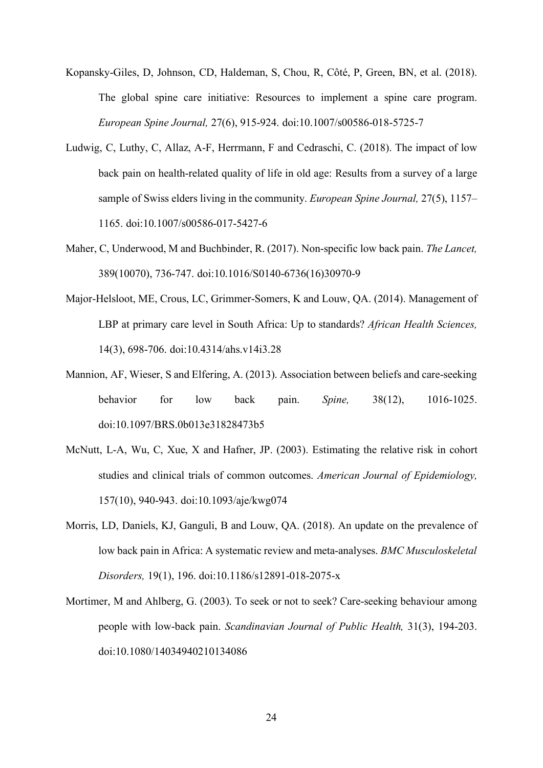Kopansky-Giles, D, Johnson, CD, Haldeman, S, Chou, R, Côté, P, Green, BN, et al. (2018). The global spine care initiative: Resources to implement a spine care program. *European Spine Journal,* 27(6), 915-924. doi:10.1007/s00586-018-5725-7

Ludwig, C, Luthy, C, Allaz, A-F, Herrmann, F and Cedraschi, C. (2018). The impact of low back pain on health-related quality of life in old age: Results from a survey of a large sample of Swiss elders living in the community. *European Spine Journal,* 27(5), 1157–1165. doi:10.1007/s00586-017-5427-6

Maher, C, Underwood, M and Buchbinder, R. (2017). Non-specific low back pain. *The Lancet,* 389(10070), 736-747. doi:10.1016/S0140-6736(16)30970-9

Major-Helsloot, ME, Crous, LC, Grimmer-Somers, K and Louw, QA. (2014). Management of LBP at primary care level in South Africa: Up to standards? *African Health Sciences,* 14(3), 698-706. doi:10.4314/ahs.v14i3.28

Mannion, AF, Wieser, S and Elfering, A. (2013). Association between beliefs and care-seeking behavior for low back pain. *Spine,* 38(12), 1016-1025. doi:10.1097/BRS.0b013e31828473b5

McNutt, L-A, Wu, C, Xue, X and Hafner, JP. (2003). Estimating the relative risk in cohort studies and clinical trials of common outcomes. *American Journal of Epidemiology,* 157(10), 940-943. doi:10.1093/aje/kwg074

Morris, LD, Daniels, KJ, Ganguli, B and Louw, QA. (2018). An update on the prevalence of low back pain in Africa: A systematic review and meta-analyses. *BMC Musculoskeletal Disorders,* 19(1), 196. doi:10.1186/s12891-018-2075-x

Mortimer, M and Ahlberg, G. (2003). To seek or not to seek? Care-seeking behaviour among people with low-back pain. *Scandinavian Journal of Public Health,* 31(3), 194-203. doi:10.1080/14034940210134086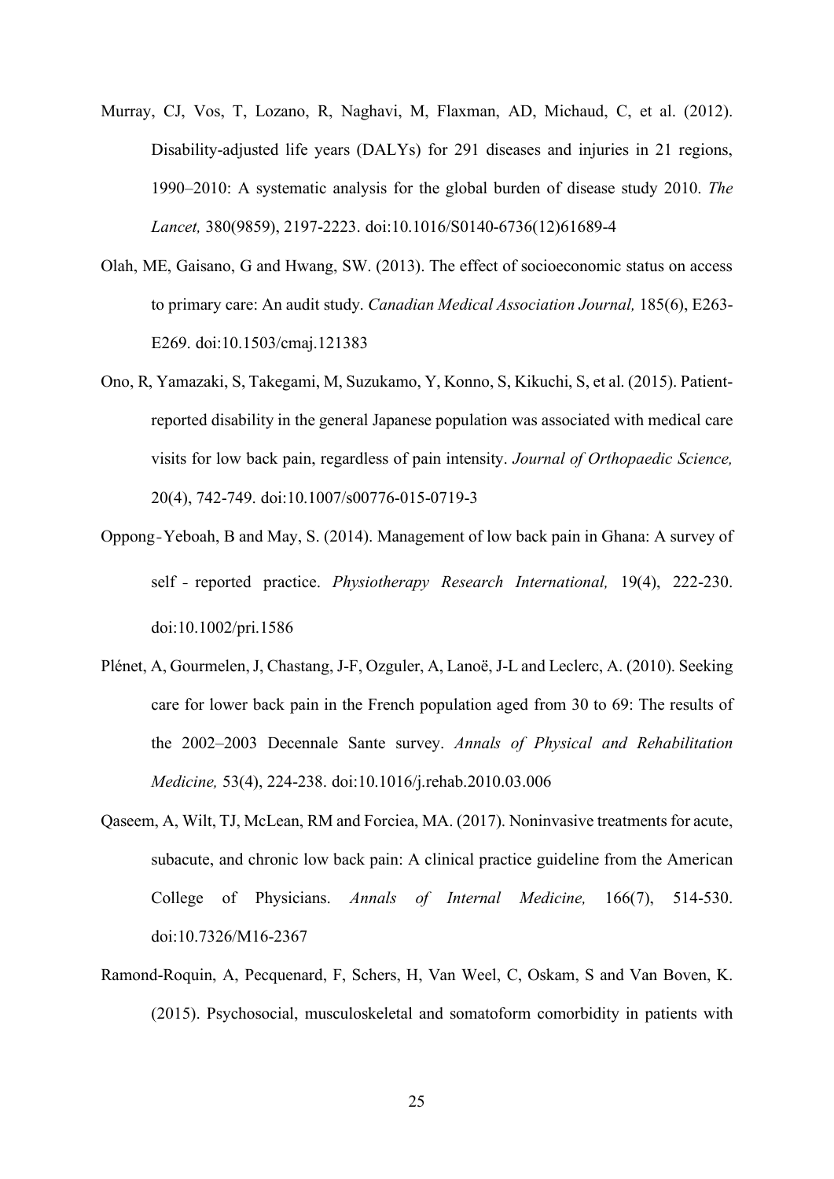Murray, CJ, Vos, T, Lozano, R, Naghavi, M, Flaxman, AD, Michaud, C, et al. (2012). Disability-adjusted life years (DALYs) for 291 diseases and injuries in 21 regions, 1990–2010: A systematic analysis for the global burden of disease study 2010. *The Lancet,* 380(9859), 2197-2223. doi:10.1016/S0140-6736(12)61689-4

Olah, ME, Gaisano, G and Hwang, SW. (2013). The effect of socioeconomic status on access to primary care: An audit study. *Canadian Medical Association Journal,* 185(6), E263-E269. doi:10.1503/cmaj.121383

Ono, R, Yamazaki, S, Takegami, M, Suzukamo, Y, Konno, S, Kikuchi, S, et al. (2015). Patient-reported disability in the general Japanese population was associated with medical care visits for low back pain, regardless of pain intensity. *Journal of Orthopaedic Science,* 20(4), 742-749. doi:10.1007/s00776-015-0719-3

Oppong‐Yeboah, B and May, S. (2014). Management of low back pain in Ghana: A survey of self‐reported practice. *Physiotherapy Research International,* 19(4), 222-230. doi:10.1002/pri.1586

Plénet, A, Gourmelen, J, Chastang, J-F, Ozguler, A, Lanoë, J-L and Leclerc, A. (2010). Seeking care for lower back pain in the French population aged from 30 to 69: The results of the 2002–2003 Decennale Sante survey. *Annals of Physical and Rehabilitation Medicine,* 53(4), 224-238. doi:10.1016/j.rehab.2010.03.006

Qaseem, A, Wilt, TJ, McLean, RM and Forciea, MA. (2017). Noninvasive treatments for acute, subacute, and chronic low back pain: A clinical practice guideline from the American College of Physicians. *Annals of Internal Medicine,* 166(7), 514-530. doi:10.7326/M16-2367

Ramond-Roquin, A, Pecquenard, F, Schers, H, Van Weel, C, Oskam, S and Van Boven, K. (2015). Psychosocial, musculoskeletal and somatoform comorbidity in patients with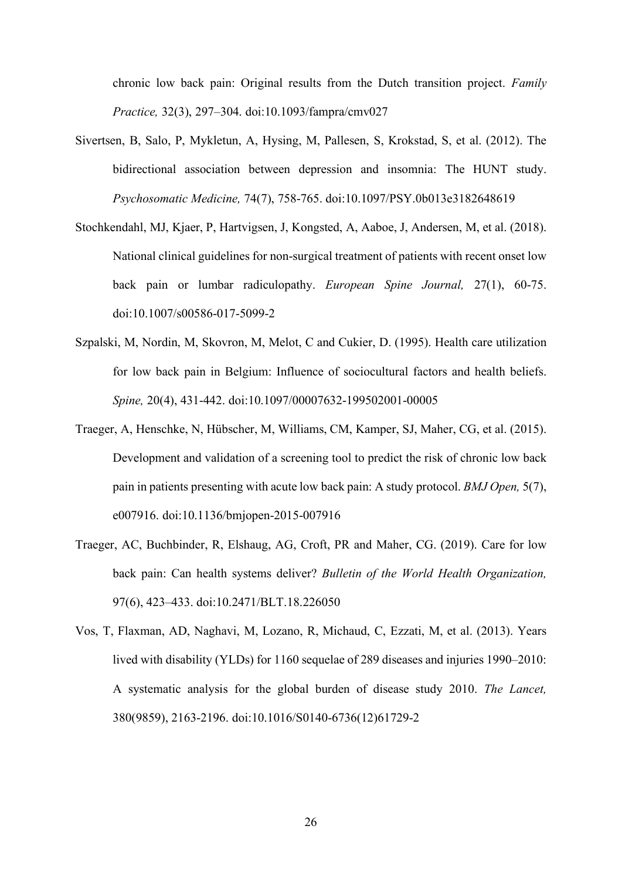chronic low back pain: Original results from the Dutch transition project. *Family Practice,* 32(3), 297–304. doi:10.1093/fampra/cmv027

Sivertsen, B, Salo, P, Mykletun, A, Hysing, M, Pallesen, S, Krokstad, S, et al. (2012). The bidirectional association between depression and insomnia: The HUNT study. *Psychosomatic Medicine,* 74(7), 758-765. doi:10.1097/PSY.0b013e3182648619

Stochkendahl, MJ, Kjaer, P, Hartvigsen, J, Kongsted, A, Aaboe, J, Andersen, M, et al. (2018). National clinical guidelines for non-surgical treatment of patients with recent onset low back pain or lumbar radiculopathy. *European Spine Journal,* 27(1), 60-75. doi:10.1007/s00586-017-5099-2

Szpalski, M, Nordin, M, Skovron, M, Melot, C and Cukier, D. (1995). Health care utilization for low back pain in Belgium: Influence of sociocultural factors and health beliefs. *Spine,* 20(4), 431-442. doi:10.1097/00007632-199502001-00005

Traeger, A, Henschke, N, Hübscher, M, Williams, CM, Kamper, SJ, Maher, CG, et al. (2015). Development and validation of a screening tool to predict the risk of chronic low back pain in patients presenting with acute low back pain: A study protocol. *BMJ Open,* 5(7), e007916. doi:10.1136/bmjopen-2015-007916

Traeger, AC, Buchbinder, R, Elshaug, AG, Croft, PR and Maher, CG. (2019). Care for low back pain: Can health systems deliver? *Bulletin of the World Health Organization,* 97(6), 423–433. doi:10.2471/BLT.18.226050

Vos, T, Flaxman, AD, Naghavi, M, Lozano, R, Michaud, C, Ezzati, M, et al. (2013). Years lived with disability (YLDs) for 1160 sequelae of 289 diseases and injuries 1990–2010: A systematic analysis for the global burden of disease study 2010. *The Lancet,* 380(9859), 2163-2196. doi:10.1016/S0140-6736(12)61729-2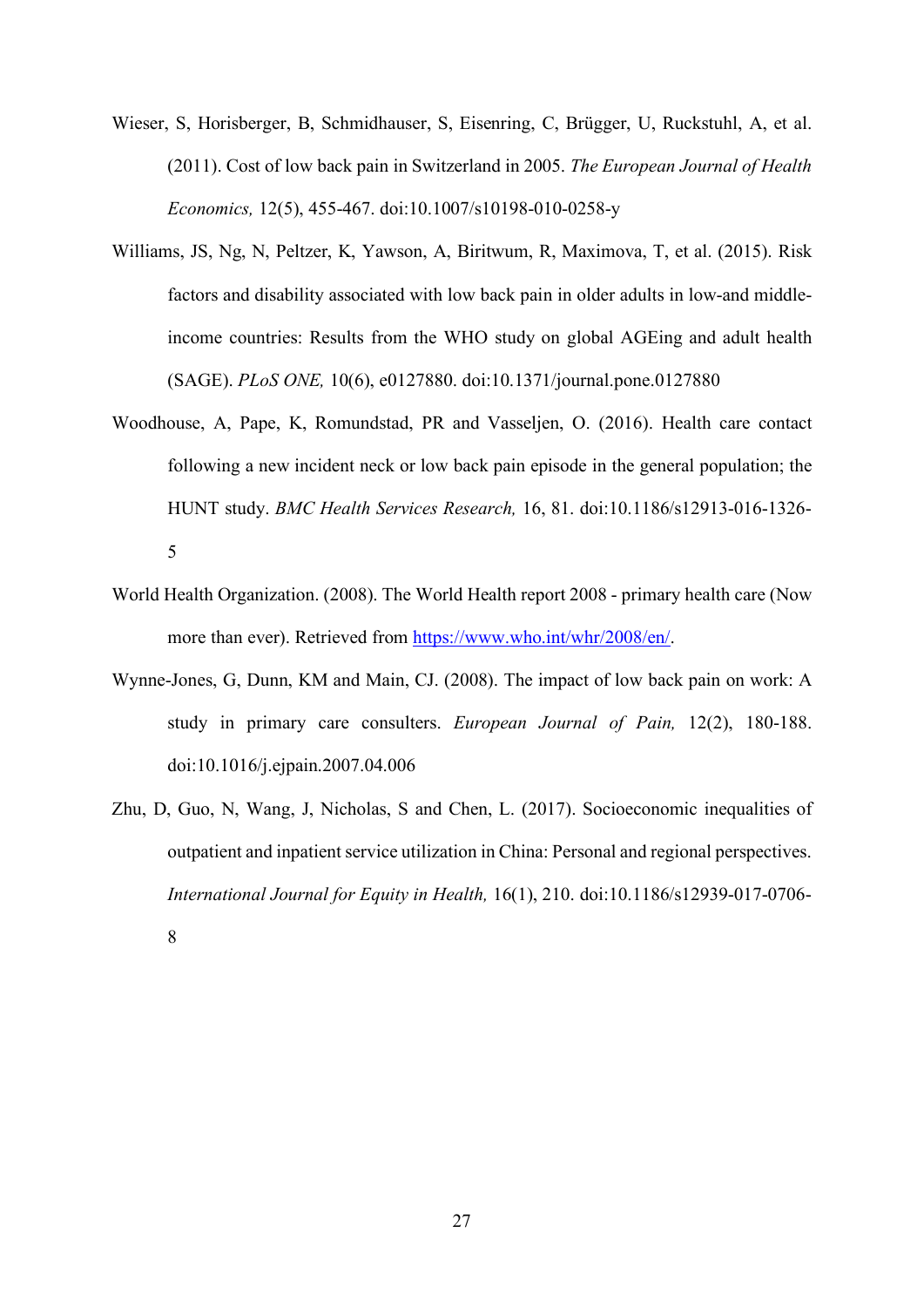Wieser, S, Horisberger, B, Schmidhauser, S, Eisenring, C, Brügger, U, Ruckstuhl, A, et al. (2011). Cost of low back pain in Switzerland in 2005. *The European Journal of Health Economics,* 12(5), 455-467. doi:10.1007/s10198-010-0258-y

Williams, JS, Ng, N, Peltzer, K, Yawson, A, Biritwum, R, Maximova, T, et al. (2015). Risk factors and disability associated with low back pain in older adults in low-and middle-income countries: Results from the WHO study on global AGEing and adult health (SAGE). *PLoS ONE,* 10(6), e0127880. doi:10.1371/journal.pone.0127880

Woodhouse, A, Pape, K, Romundstad, PR and Vasseljen, O. (2016). Health care contact following a new incident neck or low back pain episode in the general population; the HUNT study. *BMC Health Services Research,* 16, 81. doi:10.1186/s12913-016-1326-5

World Health Organization. (2008). The World Health report 2008 - primary health care (Now more than ever). Retrieved from https://www.who.int/whr/2008/en/.

Wynne-Jones, G, Dunn, KM and Main, CJ. (2008). The impact of low back pain on work: A study in primary care consulters. *European Journal of Pain,* 12(2), 180-188. doi:10.1016/j.ejpain.2007.04.006

Zhu, D, Guo, N, Wang, J, Nicholas, S and Chen, L. (2017). Socioeconomic inequalities of outpatient and inpatient service utilization in China: Personal and regional perspectives. *International Journal for Equity in Health,* 16(1), 210. doi:10.1186/s12939-017-0706-8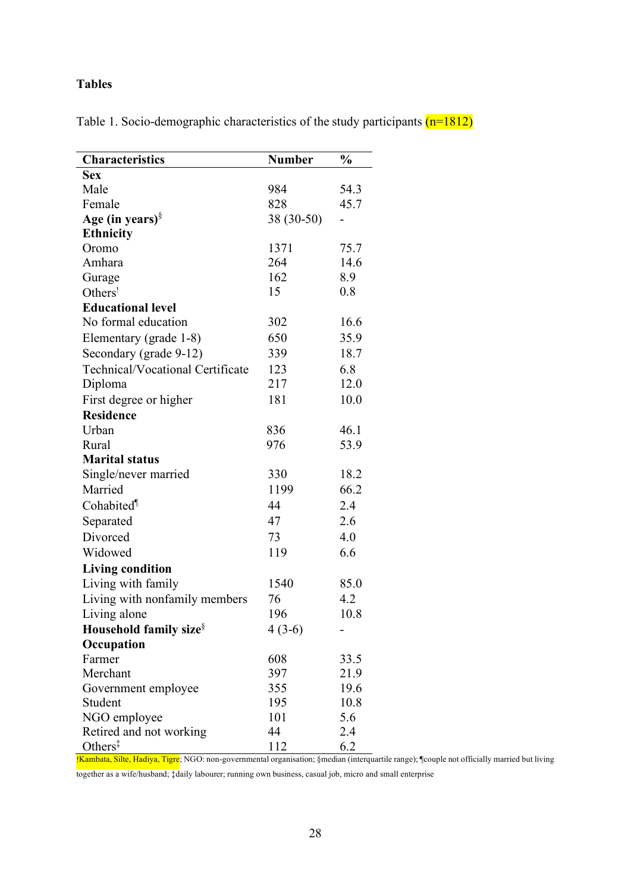**Tables**

Table 1. Socio-demographic characteristics of the study participants (n=1812)

| Characteristics | Number | % |
|---|---|---|
| **Sex** | | |
| Male | 984 | 54.3 |
| Female | 828 | 45.7 |
| **Age (in years)**[§] | 38 (30-50) | - |
| **Ethnicity** | | |
| Oromo | 1371 | 75.7 |
| Amhara | 264 | 14.6 |
| Gurage | 162 | 8.9 |
| Others[!] | 15 | 0.8 |
| **Educational level** | | |
| No formal education | 302 | 16.6 |
| Elementary (grade 1-8) | 650 | 35.9 |
| Secondary (grade 9-12) | 339 | 18.7 |
| Technical/Vocational Certificate | 123 | 6.8 |
| Diploma | 217 | 12.0 |
| First degree or higher | 181 | 10.0 |
| **Residence** | | |
| Urban | 836 | 46.1 |
| Rural | 976 | 53.9 |
| **Marital status** | | |
| Single/never married | 330 | 18.2 |
| Married | 1199 | 66.2 |
| Cohabited[¶] | 44 | 2.4 |
| Separated | 47 | 2.6 |
| Divorced | 73 | 4.0 |
| Widowed | 119 | 6.6 |
| **Living condition** | | |
| Living with family | 1540 | 85.0 |
| Living with nonfamily members | 76 | 4.2 |
| Living alone | 196 | 10.8 |
| **Household family size**[§] | 4 (3-6) | - |
| **Occupation** | | |
| Farmer | 608 | 33.5 |
| Merchant | 397 | 21.9 |
| Government employee | 355 | 19.6 |
| Student | 195 | 10.8 |
| NGO employee | 101 | 5.6 |
| Retired and not working | 44 | 2.4 |
| Others[‡] | 112 | 6.2 |

!Kambata, Silte, Hadiya, Tigre; NGO: non-governmental organisation; §median (interquartile range); ¶couple not officially married but living together as a wife/husband; ‡daily labourer; running own business, casual job, micro and small enterprise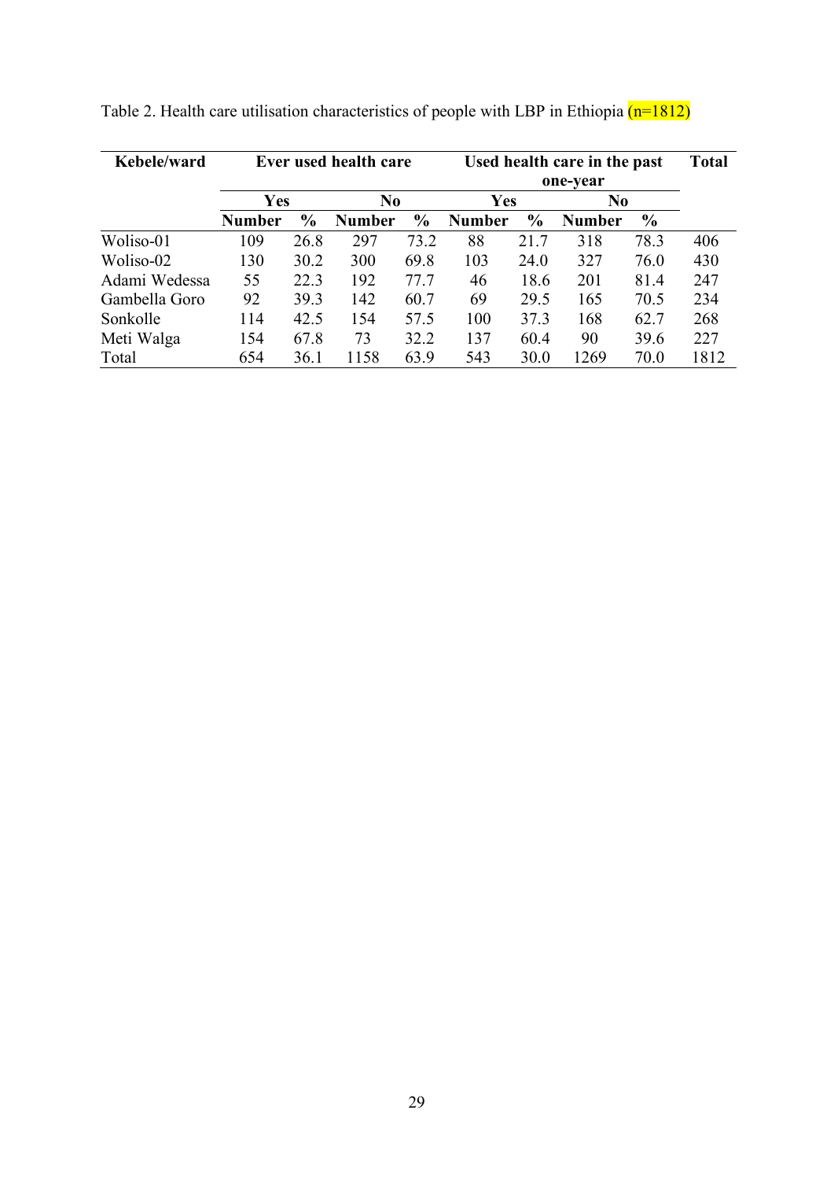Table 2. Health care utilisation characteristics of people with LBP in Ethiopia (n=1812)

| Kebele/ward | Ever used health care | | | | Used health care in the past one-year | | | | Total |
|---|---|---|---|---|---|---|---|---|---|
| | Yes | | No | | Yes | | No | | |
| | Number | % | Number | % | Number | % | Number | % | |
| Woliso-01 | 109 | 26.8 | 297 | 73.2 | 88 | 21.7 | 318 | 78.3 | 406 |
| Woliso-02 | 130 | 30.2 | 300 | 69.8 | 103 | 24.0 | 327 | 76.0 | 430 |
| Adami Wedessa | 55 | 22.3 | 192 | 77.7 | 46 | 18.6 | 201 | 81.4 | 247 |
| Gambella Goro | 92 | 39.3 | 142 | 60.7 | 69 | 29.5 | 165 | 70.5 | 234 |
| Sonkolle | 114 | 42.5 | 154 | 57.5 | 100 | 37.3 | 168 | 62.7 | 268 |
| Meti Walga | 154 | 67.8 | 73 | 32.2 | 137 | 60.4 | 90 | 39.6 | 227 |
| Total | 654 | 36.1 | 1158 | 63.9 | 543 | 30.0 | 1269 | 70.0 | 1812 |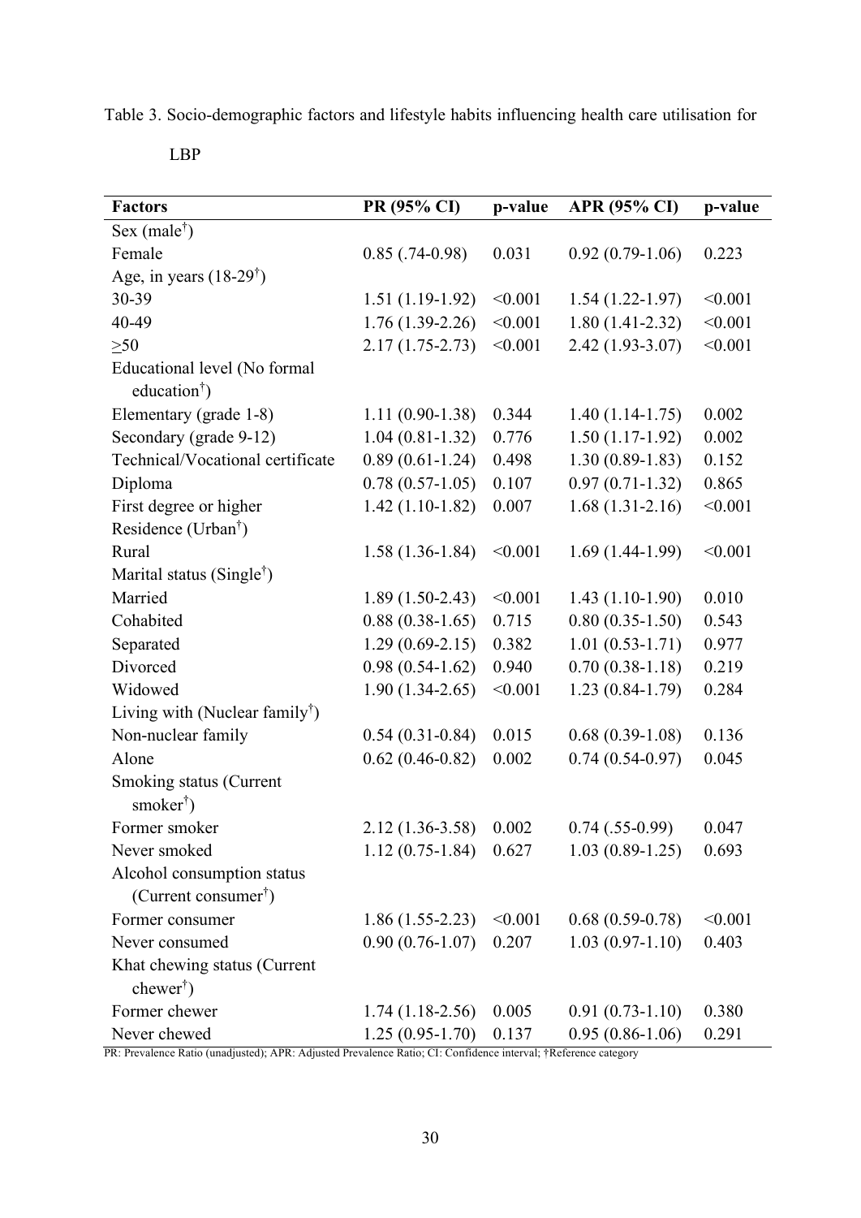Table 3. Socio-demographic factors and lifestyle habits influencing health care utilisation for LBP

| Factors | PR (95% CI) | p-value | APR (95% CI) | p-value |
|---|---|---|---|---|
| Sex (male†) | | | | |
| Female | 0.85 (.74-0.98) | 0.031 | 0.92 (0.79-1.06) | 0.223 |
| Age, in years (18-29†) | | | | |
| 30-39 | 1.51 (1.19-1.92) | <0.001 | 1.54 (1.22-1.97) | <0.001 |
| 40-49 | 1.76 (1.39-2.26) | <0.001 | 1.80 (1.41-2.32) | <0.001 |
| ≥50 | 2.17 (1.75-2.73) | <0.001 | 2.42 (1.93-3.07) | <0.001 |
| Educational level (No formal education†) | | | | |
| Elementary (grade 1-8) | 1.11 (0.90-1.38) | 0.344 | 1.40 (1.14-1.75) | 0.002 |
| Secondary (grade 9-12) | 1.04 (0.81-1.32) | 0.776 | 1.50 (1.17-1.92) | 0.002 |
| Technical/Vocational certificate | 0.89 (0.61-1.24) | 0.498 | 1.30 (0.89-1.83) | 0.152 |
| Diploma | 0.78 (0.57-1.05) | 0.107 | 0.97 (0.71-1.32) | 0.865 |
| First degree or higher | 1.42 (1.10-1.82) | 0.007 | 1.68 (1.31-2.16) | <0.001 |
| Residence (Urban†) | | | | |
| Rural | 1.58 (1.36-1.84) | <0.001 | 1.69 (1.44-1.99) | <0.001 |
| Marital status (Single†) | | | | |
| Married | 1.89 (1.50-2.43) | <0.001 | 1.43 (1.10-1.90) | 0.010 |
| Cohabited | 0.88 (0.38-1.65) | 0.715 | 0.80 (0.35-1.50) | 0.543 |
| Separated | 1.29 (0.69-2.15) | 0.382 | 1.01 (0.53-1.71) | 0.977 |
| Divorced | 0.98 (0.54-1.62) | 0.940 | 0.70 (0.38-1.18) | 0.219 |
| Widowed | 1.90 (1.34-2.65) | <0.001 | 1.23 (0.84-1.79) | 0.284 |
| Living with (Nuclear family†) | | | | |
| Non-nuclear family | 0.54 (0.31-0.84) | 0.015 | 0.68 (0.39-1.08) | 0.136 |
| Alone | 0.62 (0.46-0.82) | 0.002 | 0.74 (0.54-0.97) | 0.045 |
| Smoking status (Current smoker†) | | | | |
| Former smoker | 2.12 (1.36-3.58) | 0.002 | 0.74 (.55-0.99) | 0.047 |
| Never smoked | 1.12 (0.75-1.84) | 0.627 | 1.03 (0.89-1.25) | 0.693 |
| Alcohol consumption status (Current consumer†) | | | | |
| Former consumer | 1.86 (1.55-2.23) | <0.001 | 0.68 (0.59-0.78) | <0.001 |
| Never consumed | 0.90 (0.76-1.07) | 0.207 | 1.03 (0.97-1.10) | 0.403 |
| Khat chewing status (Current chewer†) | | | | |
| Former chewer | 1.74 (1.18-2.56) | 0.005 | 0.91 (0.73-1.10) | 0.380 |
| Never chewed | 1.25 (0.95-1.70) | 0.137 | 0.95 (0.86-1.06) | 0.291 |

PR: Prevalence Ratio (unadjusted); APR: Adjusted Prevalence Ratio; CI: Confidence interval; †Reference category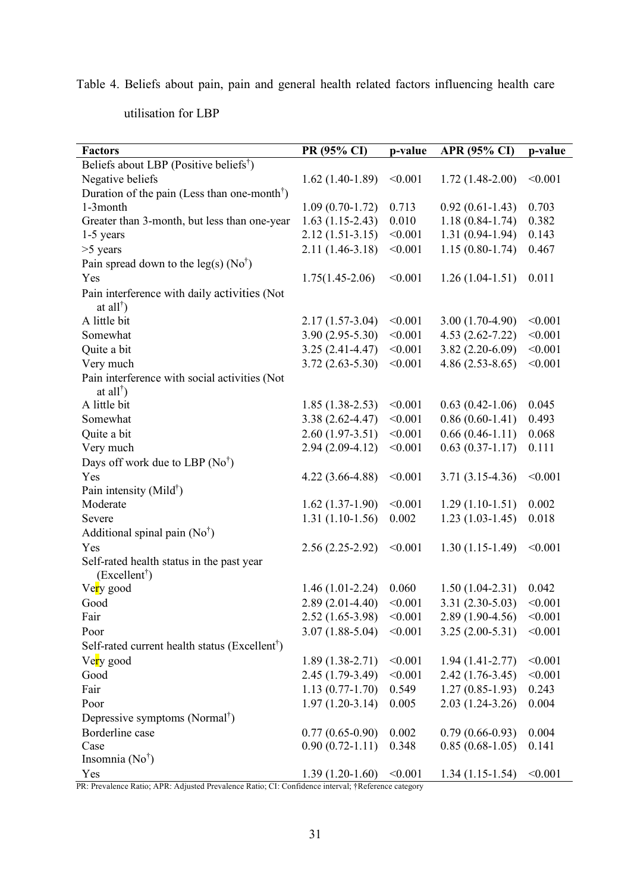Table 4. Beliefs about pain, pain and general health related factors influencing health care utilisation for LBP

| Factors | PR (95% CI) | p-value | APR (95% CI) | p-value |
|---|---|---|---|---|
| Beliefs about LBP (Positive beliefs†) | | | | |
| Negative beliefs | 1.62 (1.40-1.89) | <0.001 | 1.72 (1.48-2.00) | <0.001 |
| Duration of the pain (Less than one-month†) | | | | |
| 1-3month | 1.09 (0.70-1.72) | 0.713 | 0.92 (0.61-1.43) | 0.703 |
| Greater than 3-month, but less than one-year | 1.63 (1.15-2.43) | 0.010 | 1.18 (0.84-1.74) | 0.382 |
| 1-5 years | 2.12 (1.51-3.15) | <0.001 | 1.31 (0.94-1.94) | 0.143 |
| >5 years | 2.11 (1.46-3.18) | <0.001 | 1.15 (0.80-1.74) | 0.467 |
| Pain spread down to the leg(s) (No†) | | | | |
| Yes | 1.75(1.45-2.06) | <0.001 | 1.26 (1.04-1.51) | 0.011 |
| Pain interference with daily activities (Not at all†) | | | | |
| A little bit | 2.17 (1.57-3.04) | <0.001 | 3.00 (1.70-4.90) | <0.001 |
| Somewhat | 3.90 (2.95-5.30) | <0.001 | 4.53 (2.62-7.22) | <0.001 |
| Quite a bit | 3.25 (2.41-4.47) | <0.001 | 3.82 (2.20-6.09) | <0.001 |
| Very much | 3.72 (2.63-5.30) | <0.001 | 4.86 (2.53-8.65) | <0.001 |
| Pain interference with social activities (Not at all†) | | | | |
| A little bit | 1.85 (1.38-2.53) | <0.001 | 0.63 (0.42-1.06) | 0.045 |
| Somewhat | 3.38 (2.62-4.47) | <0.001 | 0.86 (0.60-1.41) | 0.493 |
| Quite a bit | 2.60 (1.97-3.51) | <0.001 | 0.66 (0.46-1.11) | 0.068 |
| Very much | 2.94 (2.09-4.12) | <0.001 | 0.63 (0.37-1.17) | 0.111 |
| Days off work due to LBP (No†) | | | | |
| Yes | 4.22 (3.66-4.88) | <0.001 | 3.71 (3.15-4.36) | <0.001 |
| Pain intensity (Mild†) | | | | |
| Moderate | 1.62 (1.37-1.90) | <0.001 | 1.29 (1.10-1.51) | 0.002 |
| Severe | 1.31 (1.10-1.56) | 0.002 | 1.23 (1.03-1.45) | 0.018 |
| Additional spinal pain (No†) | | | | |
| Yes | 2.56 (2.25-2.92) | <0.001 | 1.30 (1.15-1.49) | <0.001 |
| Self-rated health status in the past year (Excellent†) | | | | |
| Very good | 1.46 (1.01-2.24) | 0.060 | 1.50 (1.04-2.31) | 0.042 |
| Good | 2.89 (2.01-4.40) | <0.001 | 3.31 (2.30-5.03) | <0.001 |
| Fair | 2.52 (1.65-3.98) | <0.001 | 2.89 (1.90-4.56) | <0.001 |
| Poor | 3.07 (1.88-5.04) | <0.001 | 3.25 (2.00-5.31) | <0.001 |
| Self-rated current health status (Excellent†) | | | | |
| Very good | 1.89 (1.38-2.71) | <0.001 | 1.94 (1.41-2.77) | <0.001 |
| Good | 2.45 (1.79-3.49) | <0.001 | 2.42 (1.76-3.45) | <0.001 |
| Fair | 1.13 (0.77-1.70) | 0.549 | 1.27 (0.85-1.93) | 0.243 |
| Poor | 1.97 (1.20-3.14) | 0.005 | 2.03 (1.24-3.26) | 0.004 |
| Depressive symptoms (Normal†) | | | | |
| Borderline case | 0.77 (0.65-0.90) | 0.002 | 0.79 (0.66-0.93) | 0.004 |
| Case | 0.90 (0.72-1.11) | 0.348 | 0.85 (0.68-1.05) | 0.141 |
| Insomnia (No†) | | | | |
| Yes | 1.39 (1.20-1.60) | <0.001 | 1.34 (1.15-1.54) | <0.001 |

PR: Prevalence Ratio; APR: Adjusted Prevalence Ratio; CI: Confidence interval; †Reference category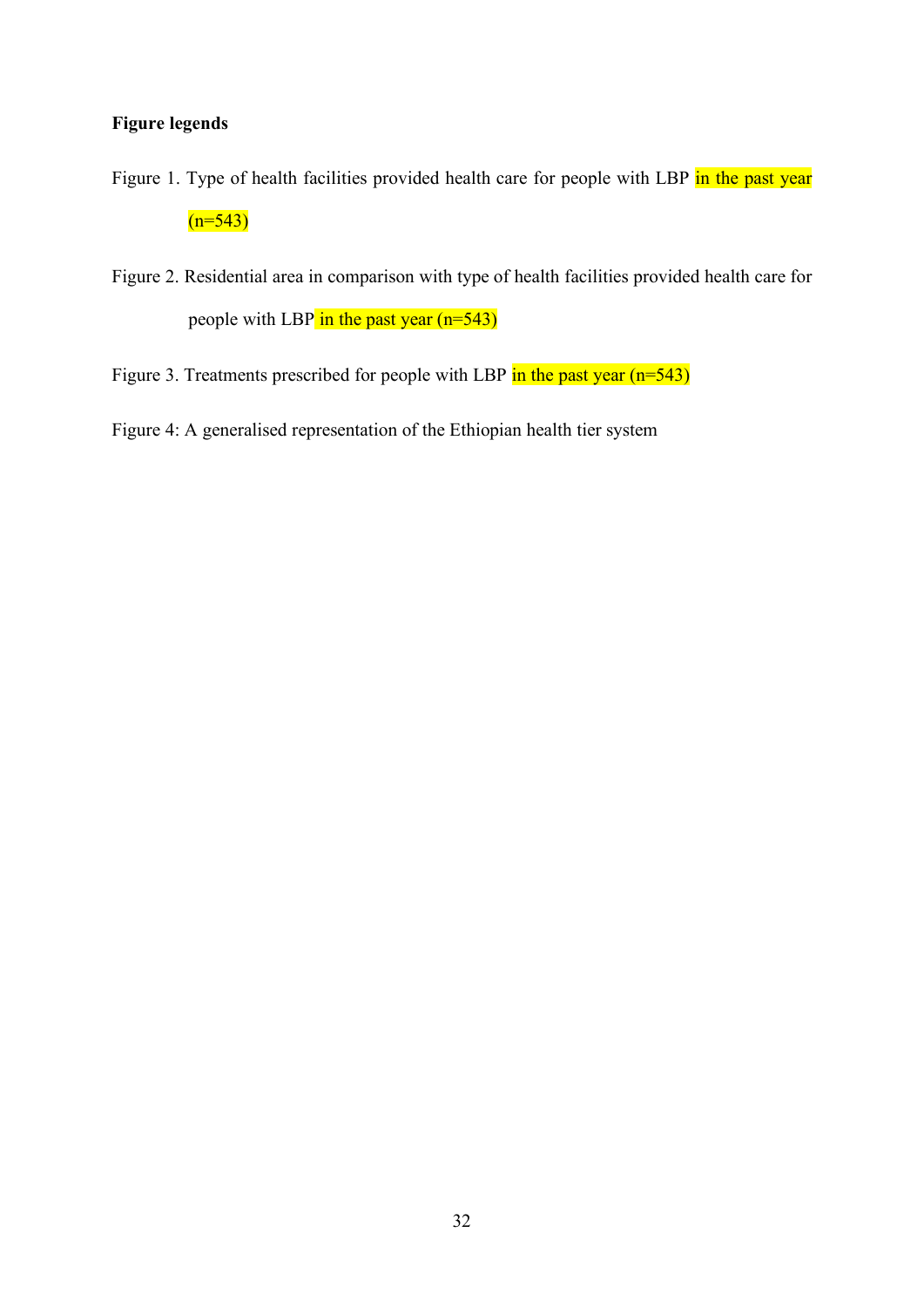**Figure legends**

Figure 1. Type of health facilities provided health care for people with LBP in the past year (n=543)

Figure 2. Residential area in comparison with type of health facilities provided health care for people with LBP in the past year (n=543)

Figure 3. Treatments prescribed for people with LBP in the past year (n=543)

Figure 4: A generalised representation of the Ethiopian health tier system